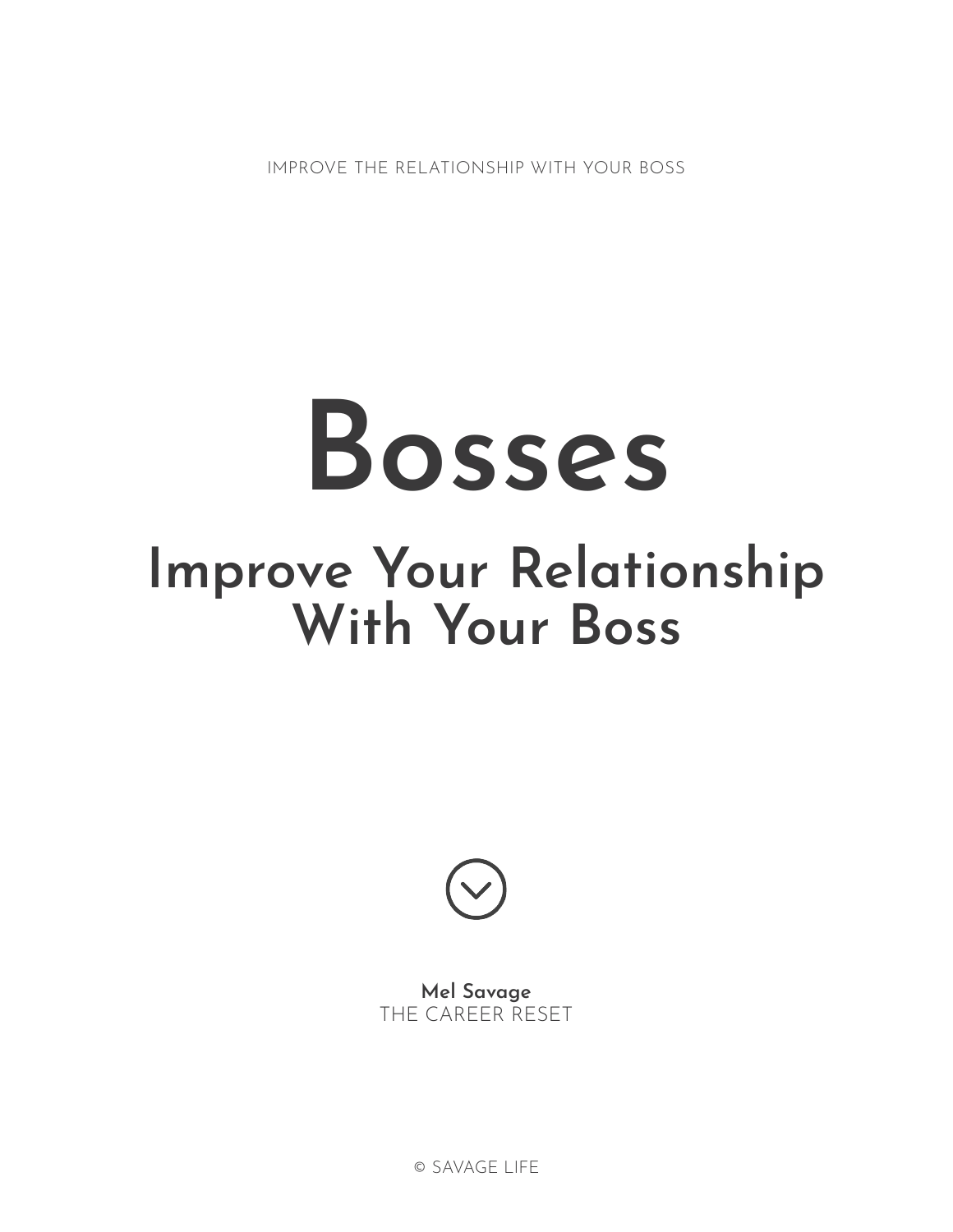IMPROVE THE RELATIONSHIP WITH YOUR BOSS

# Bosses

## Improve Your Relationship With Your Boss

**Mel Savage**
THE CAREER RESET

© SAVAGE LIFE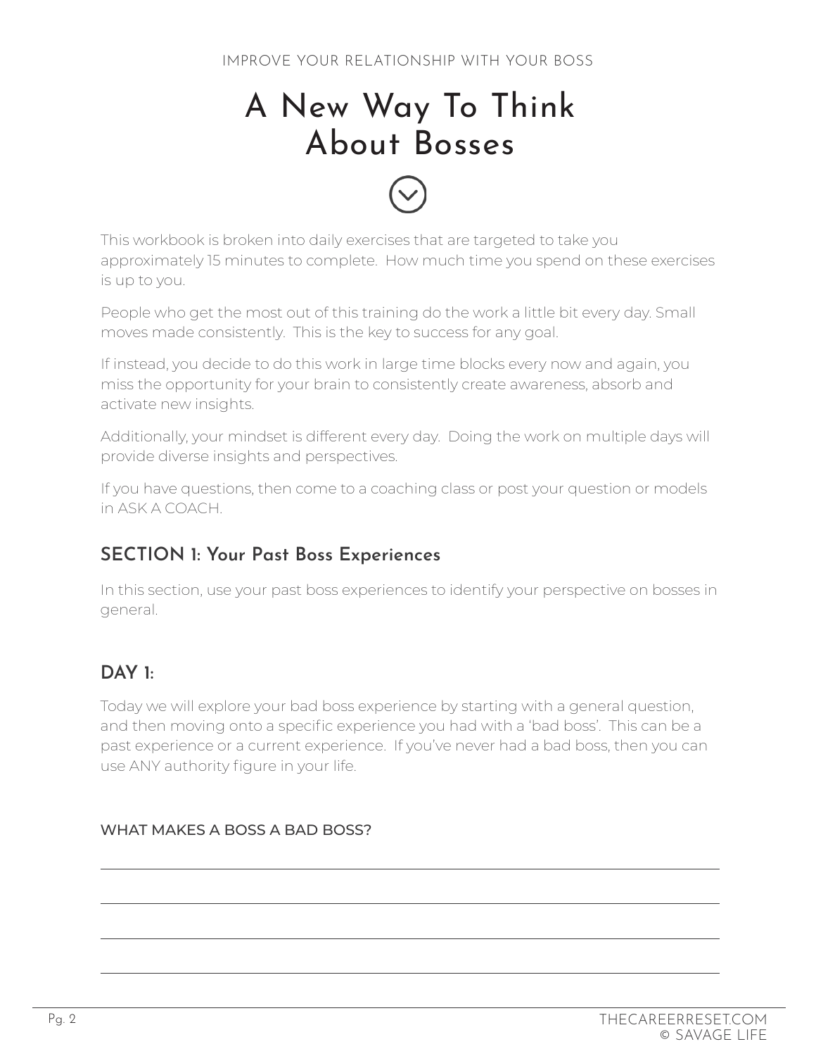IMPROVE YOUR RELATIONSHIP WITH YOUR BOSS

# A New Way To Think About Bosses

This workbook is broken into daily exercises that are targeted to take you approximately 15 minutes to complete.  How much time you spend on these exercises is up to you.

People who get the most out of this training do the work a little bit every day. Small moves made consistently.  This is the key to success for any goal.

If instead, you decide to do this work in large time blocks every now and again, you miss the opportunity for your brain to consistently create awareness, absorb and activate new insights.

Additionally, your mindset is different every day.  Doing the work on multiple days will provide diverse insights and perspectives.

If you have questions, then come to a coaching class or post your question or models in ASK A COACH.

## SECTION 1: Your Past Boss Experiences

In this section, use your past boss experiences to identify your perspective on bosses in general.

## DAY 1:

Today we will explore your bad boss experience by starting with a general question, and then moving onto a specific experience you had with a 'bad boss'.  This can be a past experience or a current experience.  If you've never had a bad boss, then you can use ANY authority figure in your life.

WHAT MAKES A BOSS A BAD BOSS?

\_\_\_\_\_\_\_\_\_\_\_\_\_\_\_\_\_\_\_\_\_\_\_\_\_\_\_\_\_\_\_\_\_\_\_\_\_\_\_\_\_\_\_\_\_\_\_\_\_\_\_\_\_\_\_\_\_\_\_\_\_\_\_\_\_\_\_\_\_\_

\_\_\_\_\_\_\_\_\_\_\_\_\_\_\_\_\_\_\_\_\_\_\_\_\_\_\_\_\_\_\_\_\_\_\_\_\_\_\_\_\_\_\_\_\_\_\_\_\_\_\_\_\_\_\_\_\_\_\_\_\_\_\_\_\_\_\_\_\_\_

\_\_\_\_\_\_\_\_\_\_\_\_\_\_\_\_\_\_\_\_\_\_\_\_\_\_\_\_\_\_\_\_\_\_\_\_\_\_\_\_\_\_\_\_\_\_\_\_\_\_\_\_\_\_\_\_\_\_\_\_\_\_\_\_\_\_\_\_\_\_

\_\_\_\_\_\_\_\_\_\_\_\_\_\_\_\_\_\_\_\_\_\_\_\_\_\_\_\_\_\_\_\_\_\_\_\_\_\_\_\_\_\_\_\_\_\_\_\_\_\_\_\_\_\_\_\_\_\_\_\_\_\_\_\_\_\_\_\_\_\_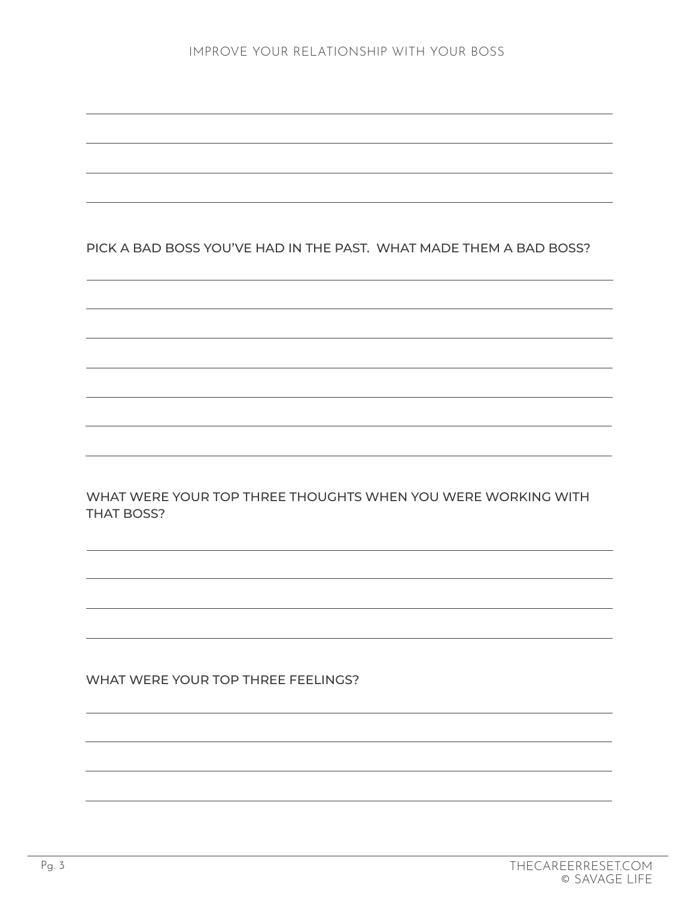PICK A BAD BOSS YOU'VE HAD IN THE PAST.  WHAT MADE THEM A BAD BOSS?

WHAT WERE YOUR TOP THREE THOUGHTS WHEN YOU WERE WORKING WITH THAT BOSS?

WHAT WERE YOUR TOP THREE FEELINGS?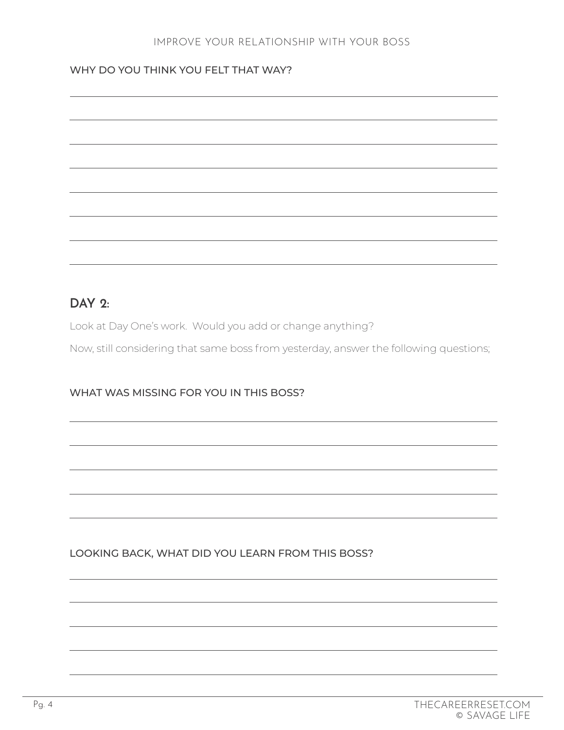WHY DO YOU THINK YOU FELT THAT WAY?

## DAY 2:

Look at Day One's work. Would you add or change anything?

Now, still considering that same boss from yesterday, answer the following questions;

WHAT WAS MISSING FOR YOU IN THIS BOSS?

LOOKING BACK, WHAT DID YOU LEARN FROM THIS BOSS?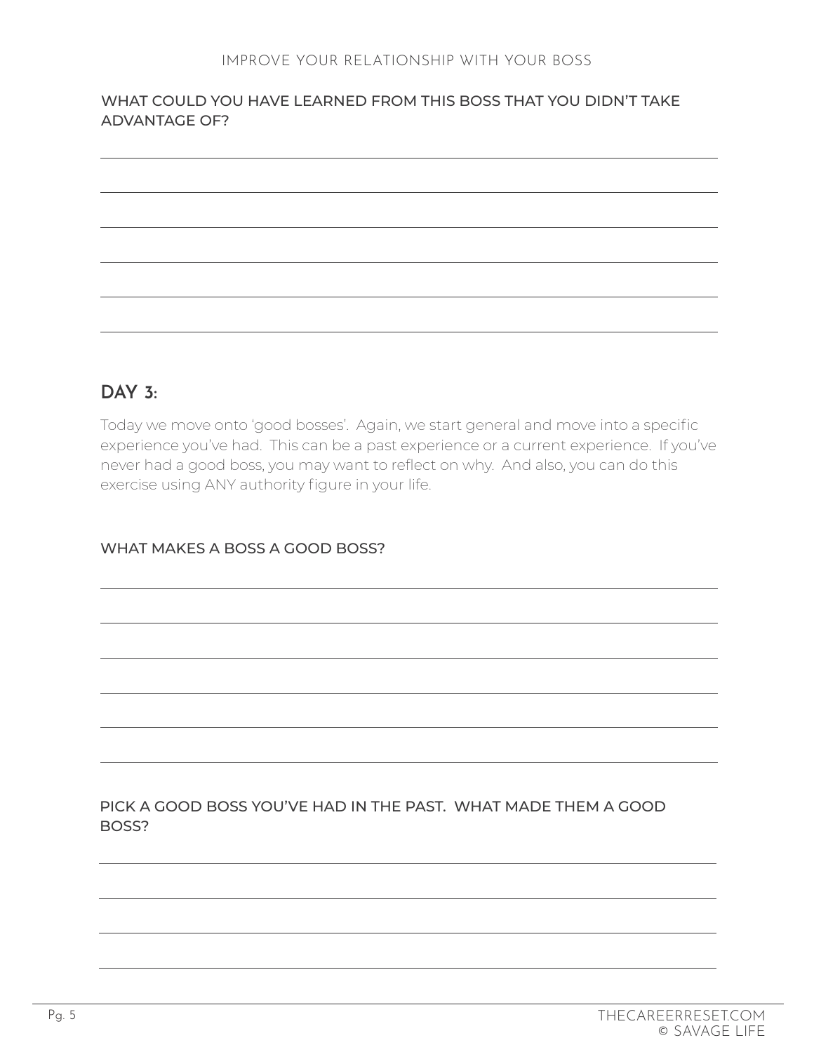WHAT COULD YOU HAVE LEARNED FROM THIS BOSS THAT YOU DIDN'T TAKE ADVANTAGE OF?

## DAY 3:

Today we move onto 'good bosses'. Again, we start general and move into a specific experience you've had. This can be a past experience or a current experience. If you've never had a good boss, you may want to reflect on why. And also, you can do this exercise using ANY authority figure in your life.

WHAT MAKES A BOSS A GOOD BOSS?

PICK A GOOD BOSS YOU'VE HAD IN THE PAST. WHAT MADE THEM A GOOD BOSS?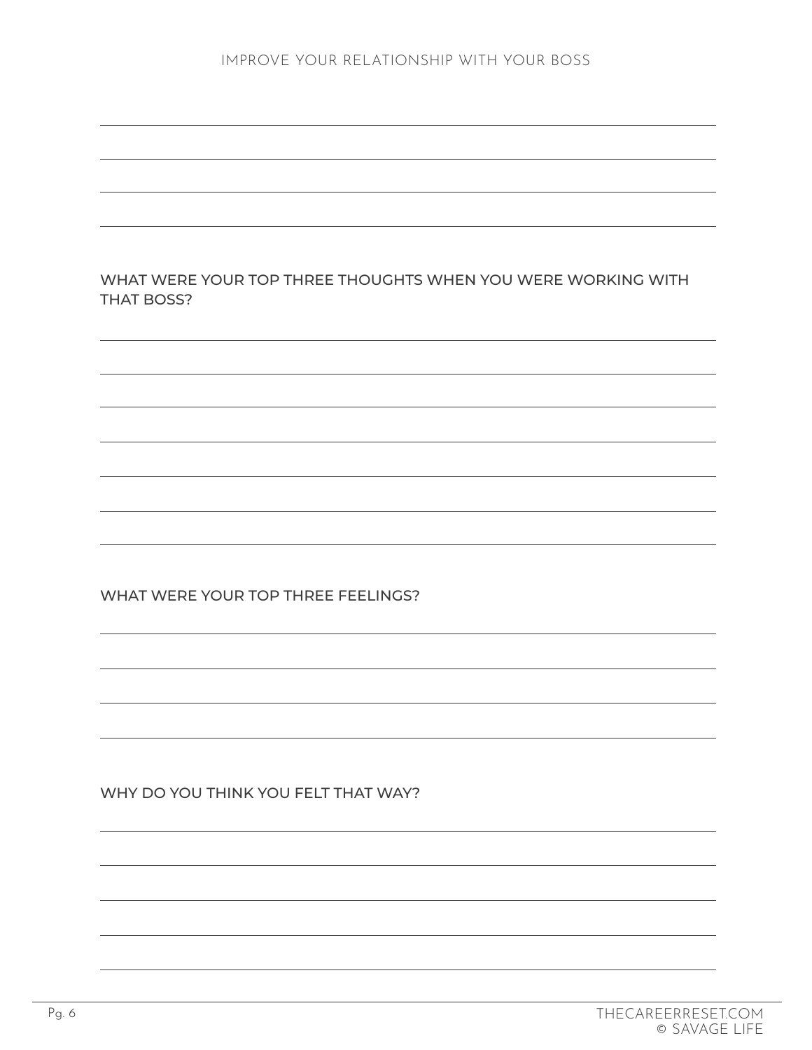WHAT WERE YOUR TOP THREE THOUGHTS WHEN YOU WERE WORKING WITH THAT BOSS?

WHAT WERE YOUR TOP THREE FEELINGS?

WHY DO YOU THINK YOU FELT THAT WAY?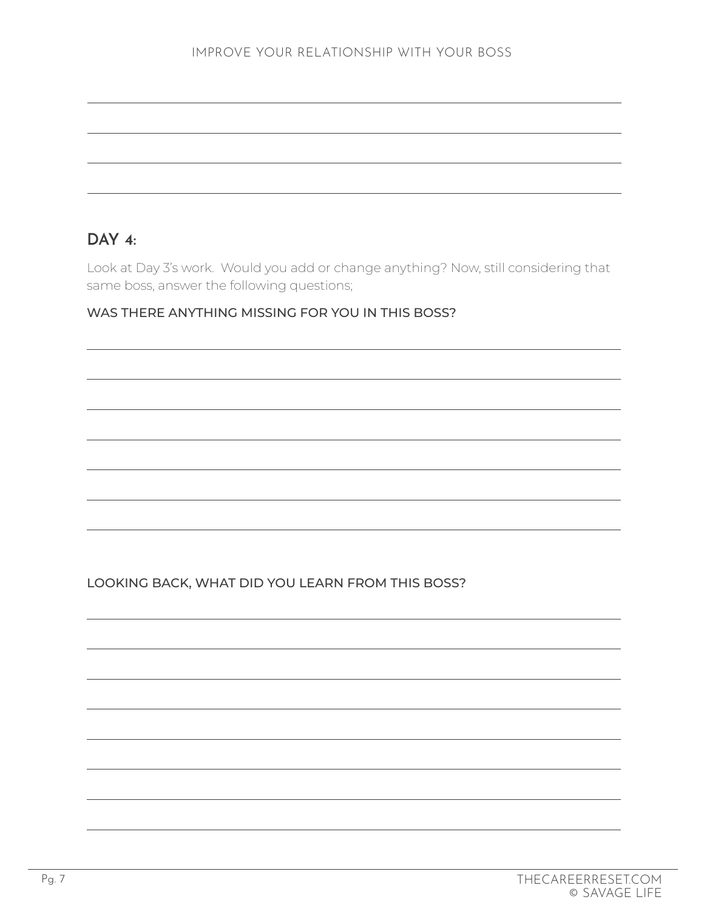## DAY 4:

Look at Day 3's work. Would you add or change anything? Now, still considering that same boss, answer the following questions;

### WAS THERE ANYTHING MISSING FOR YOU IN THIS BOSS?

### LOOKING BACK, WHAT DID YOU LEARN FROM THIS BOSS?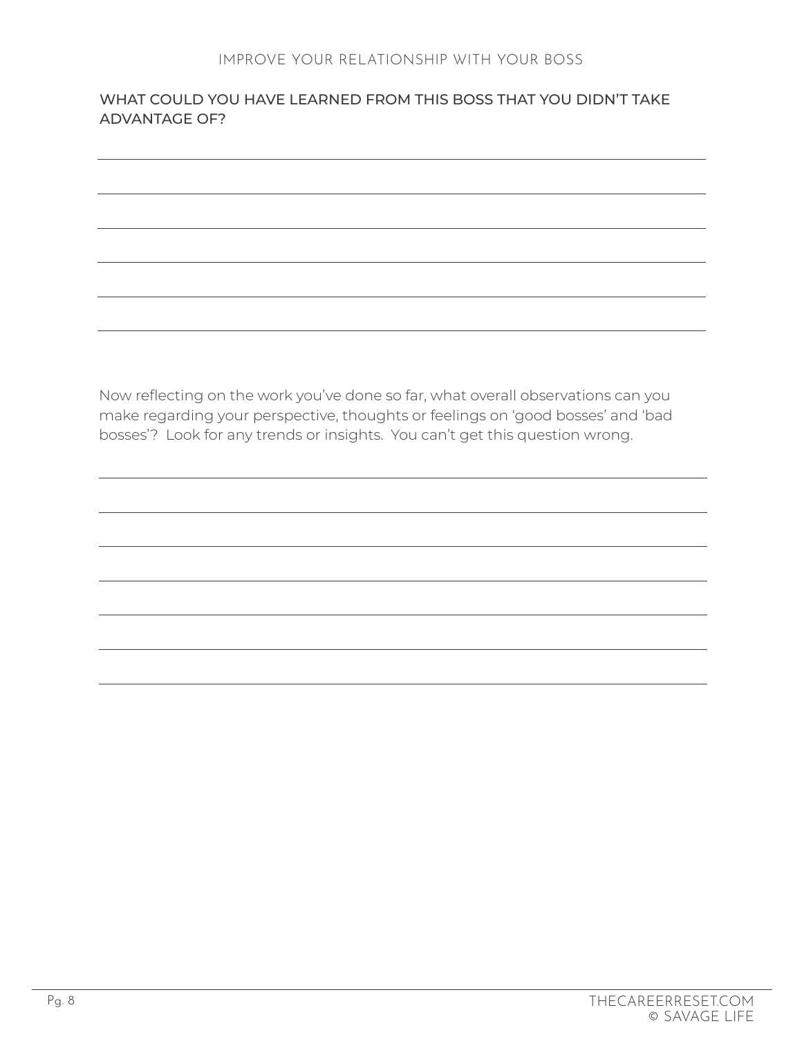## WHAT COULD YOU HAVE LEARNED FROM THIS BOSS THAT YOU DIDN'T TAKE ADVANTAGE OF?

Now reflecting on the work you've done so far, what overall observations can you make regarding your perspective, thoughts or feelings on 'good bosses' and 'bad bosses'? Look for any trends or insights. You can't get this question wrong.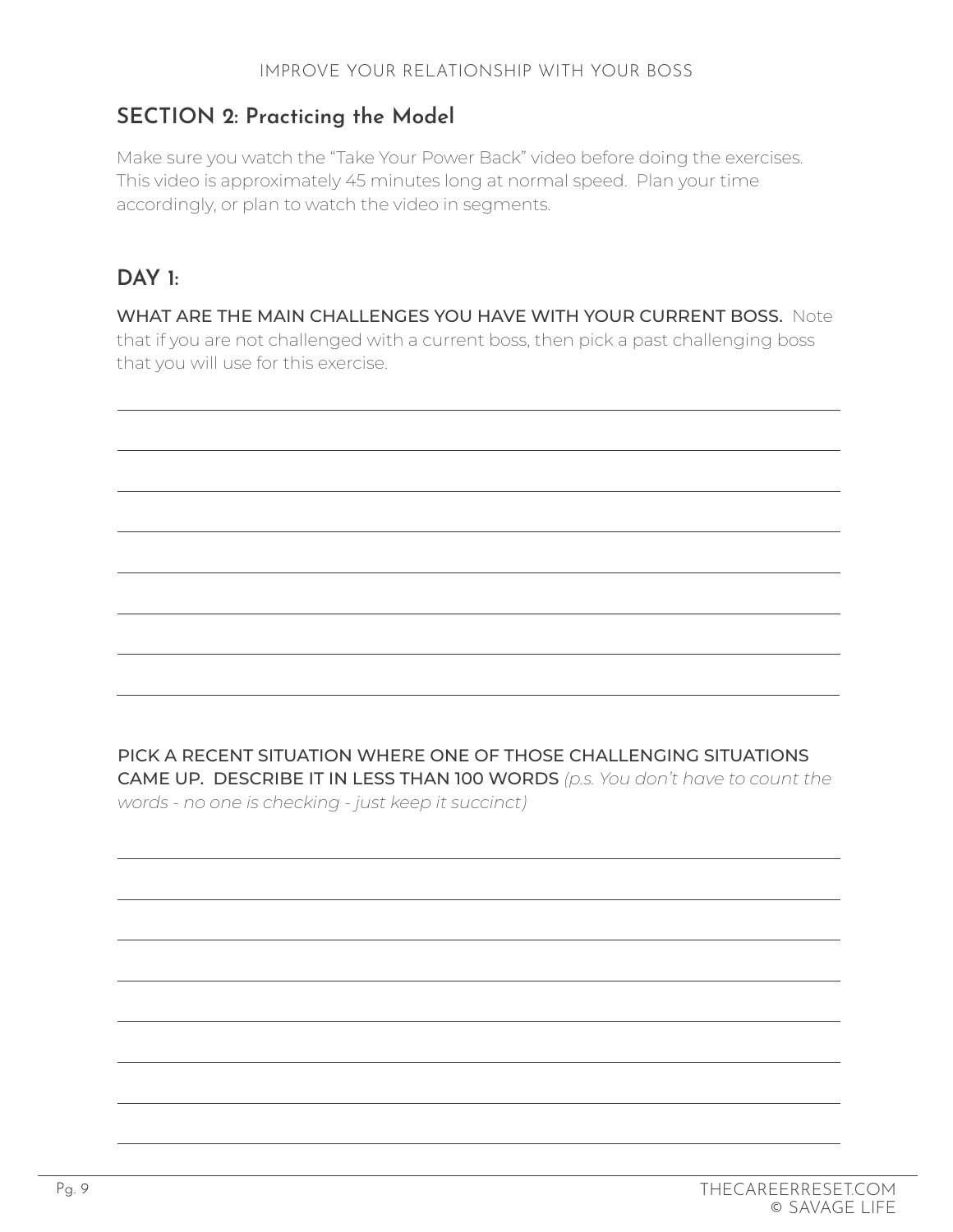## SECTION 2: Practicing the Model

Make sure you watch the "Take Your Power Back" video before doing the exercises. This video is approximately 45 minutes long at normal speed. Plan your time accordingly, or plan to watch the video in segments.

## DAY 1:

**WHAT ARE THE MAIN CHALLENGES YOU HAVE WITH YOUR CURRENT BOSS.** Note that if you are not challenged with a current boss, then pick a past challenging boss that you will use for this exercise.

**PICK A RECENT SITUATION WHERE ONE OF THOSE CHALLENGING SITUATIONS CAME UP. DESCRIBE IT IN LESS THAN 100 WORDS** *(p.s. You don't have to count the words - no one is checking - just keep it succinct)*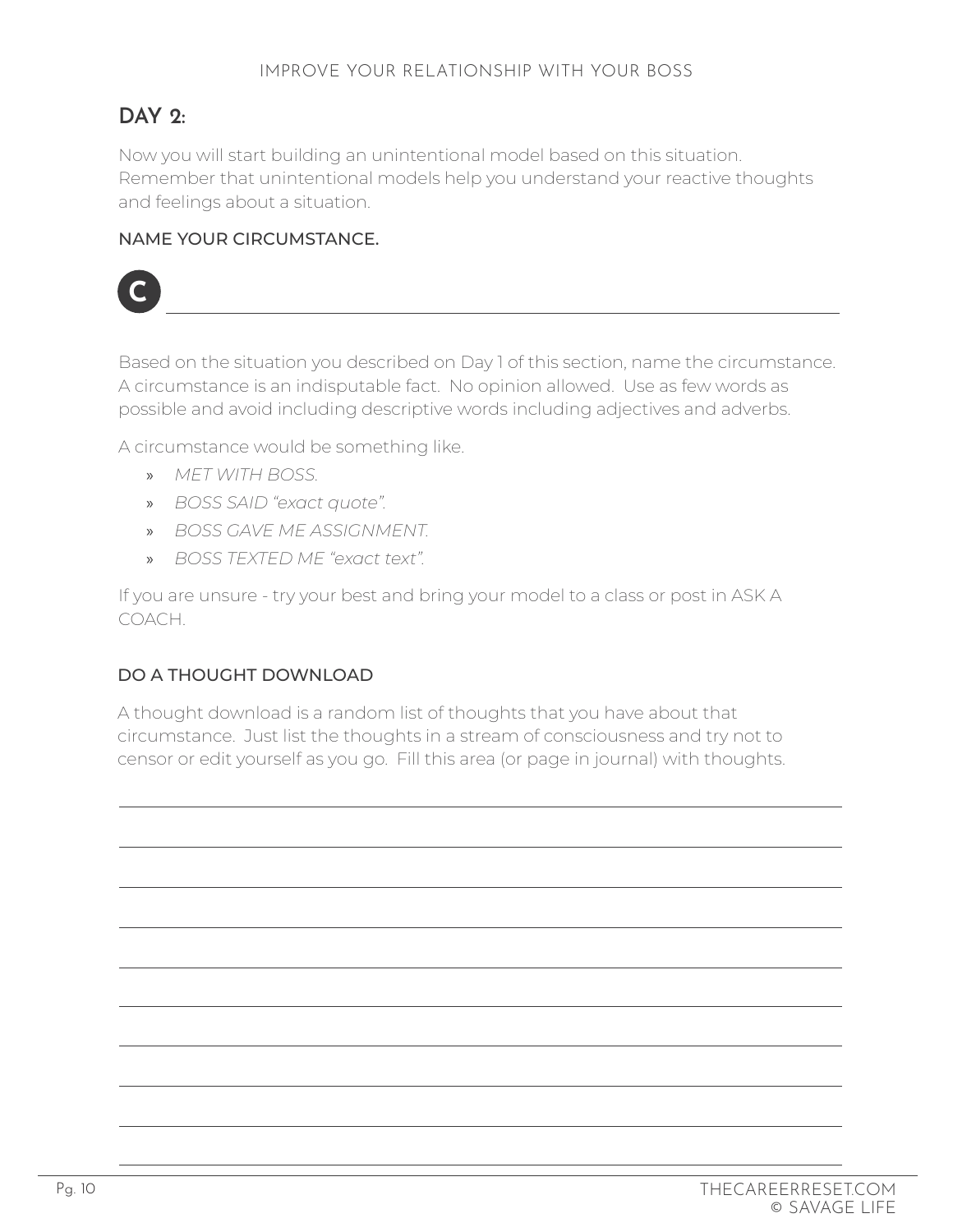## DAY 2:

Now you will start building an unintentional model based on this situation. Remember that unintentional models help you understand your reactive thoughts and feelings about a situation.

### NAME YOUR CIRCUMSTANCE.

**C** ______________________________________________

Based on the situation you described on Day 1 of this section, name the circumstance. A circumstance is an indisputable fact. No opinion allowed. Use as few words as possible and avoid including descriptive words including adjectives and adverbs.

A circumstance would be something like.

- *MET WITH BOSS.*
- *BOSS SAID "exact quote".*
- *BOSS GAVE ME ASSIGNMENT.*
- *BOSS TEXTED ME "exact text".*

If you are unsure - try your best and bring your model to a class or post in ASK A COACH.

### DO A THOUGHT DOWNLOAD

A thought download is a random list of thoughts that you have about that circumstance. Just list the thoughts in a stream of consciousness and try not to censor or edit yourself as you go. Fill this area (or page in journal) with thoughts.

______________________________________________

______________________________________________

______________________________________________

______________________________________________

______________________________________________

______________________________________________

______________________________________________

______________________________________________

______________________________________________

______________________________________________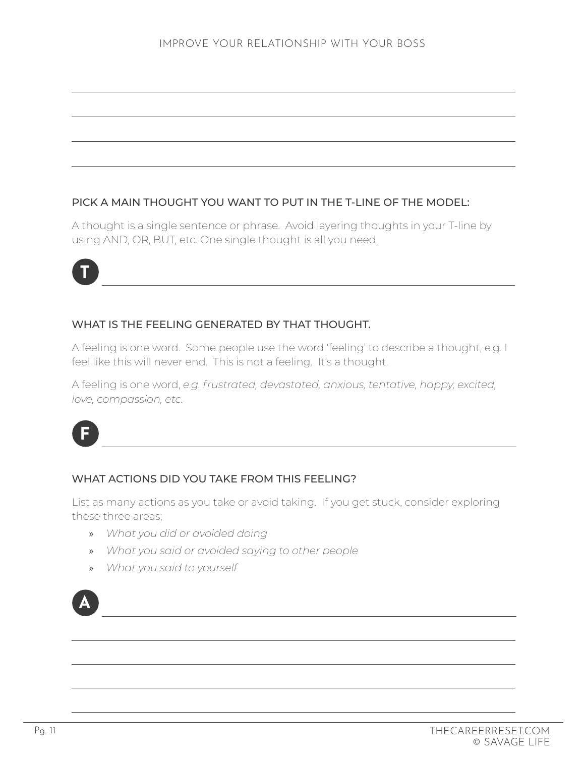### PICK A MAIN THOUGHT YOU WANT TO PUT IN THE T-LINE OF THE MODEL:

A thought is a single sentence or phrase. Avoid layering thoughts in your T-line by using AND, OR, BUT, etc. One single thought is all you need.

**T** ______________________________

### WHAT IS THE FEELING GENERATED BY THAT THOUGHT.

A feeling is one word. Some people use the word 'feeling' to describe a thought, e.g. I feel like this will never end. This is not a feeling. It's a thought.

A feeling is one word, *e.g. frustrated, devastated, anxious, tentative, happy, excited, love, compassion, etc.*

**F** ______________________________

### WHAT ACTIONS DID YOU TAKE FROM THIS FEELING?

List as many actions as you take or avoid taking. If you get stuck, consider exploring these three areas;

- *What you did or avoided doing*
- *What you said or avoided saying to other people*
- *What you said to yourself*

**A** ______________________________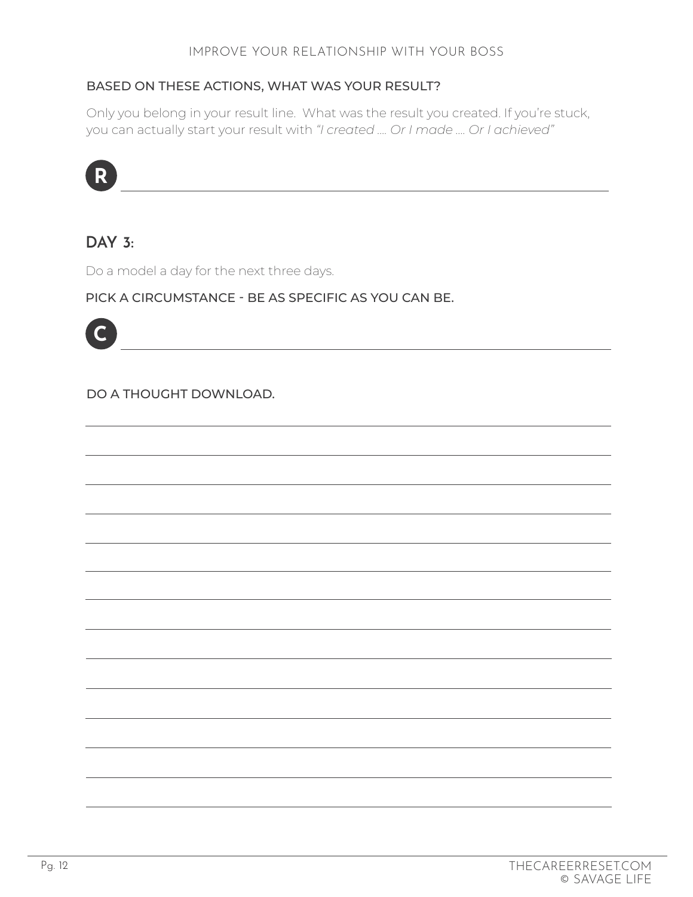### BASED ON THESE ACTIONS, WHAT WAS YOUR RESULT?

Only you belong in your result line. What was the result you created. If you're stuck, you can actually start your result with *"I created .... Or I made .... Or I achieved"*

**R** ___________________________________________

## DAY 3:

Do a model a day for the next three days.

### PICK A CIRCUMSTANCE - BE AS SPECIFIC AS YOU CAN BE.

**C** ___________________________________________

### DO A THOUGHT DOWNLOAD.

___________________________________________

___________________________________________

___________________________________________

___________________________________________

___________________________________________

___________________________________________

___________________________________________

___________________________________________

___________________________________________

___________________________________________

___________________________________________

___________________________________________

___________________________________________

___________________________________________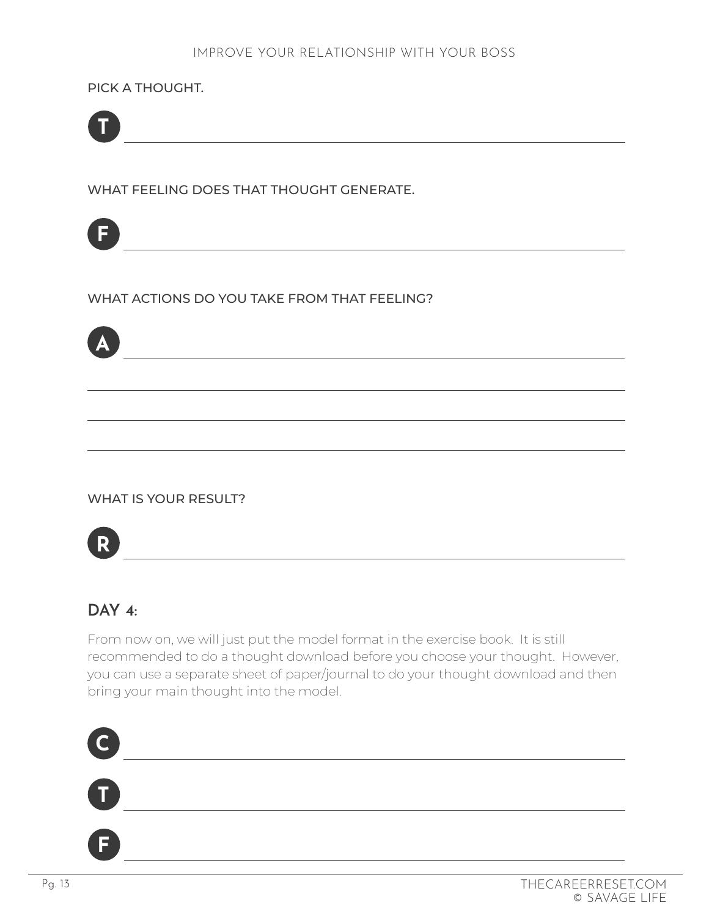PICK A THOUGHT.

**T** \_\_\_\_\_\_\_\_\_\_\_\_\_\_\_\_\_\_\_\_\_\_\_\_\_\_\_\_\_\_\_\_\_\_\_\_\_\_\_\_\_\_\_\_

WHAT FEELING DOES THAT THOUGHT GENERATE.

**F** \_\_\_\_\_\_\_\_\_\_\_\_\_\_\_\_\_\_\_\_\_\_\_\_\_\_\_\_\_\_\_\_\_\_\_\_\_\_\_\_\_\_\_\_

WHAT ACTIONS DO YOU TAKE FROM THAT FEELING?

**A** \_\_\_\_\_\_\_\_\_\_\_\_\_\_\_\_\_\_\_\_\_\_\_\_\_\_\_\_\_\_\_\_\_\_\_\_\_\_\_\_\_\_\_\_

\_\_\_\_\_\_\_\_\_\_\_\_\_\_\_\_\_\_\_\_\_\_\_\_\_\_\_\_\_\_\_\_\_\_\_\_\_\_\_\_\_\_\_\_\_\_

\_\_\_\_\_\_\_\_\_\_\_\_\_\_\_\_\_\_\_\_\_\_\_\_\_\_\_\_\_\_\_\_\_\_\_\_\_\_\_\_\_\_\_\_\_\_

\_\_\_\_\_\_\_\_\_\_\_\_\_\_\_\_\_\_\_\_\_\_\_\_\_\_\_\_\_\_\_\_\_\_\_\_\_\_\_\_\_\_\_\_\_\_

WHAT IS YOUR RESULT?

**R** \_\_\_\_\_\_\_\_\_\_\_\_\_\_\_\_\_\_\_\_\_\_\_\_\_\_\_\_\_\_\_\_\_\_\_\_\_\_\_\_\_\_\_\_

## DAY 4:

From now on, we will just put the model format in the exercise book. It is still recommended to do a thought download before you choose your thought. However, you can use a separate sheet of paper/journal to do your thought download and then bring your main thought into the model.

**C** \_\_\_\_\_\_\_\_\_\_\_\_\_\_\_\_\_\_\_\_\_\_\_\_\_\_\_\_\_\_\_\_\_\_\_\_\_\_\_\_\_\_\_\_

**T** \_\_\_\_\_\_\_\_\_\_\_\_\_\_\_\_\_\_\_\_\_\_\_\_\_\_\_\_\_\_\_\_\_\_\_\_\_\_\_\_\_\_\_\_

**F** \_\_\_\_\_\_\_\_\_\_\_\_\_\_\_\_\_\_\_\_\_\_\_\_\_\_\_\_\_\_\_\_\_\_\_\_\_\_\_\_\_\_\_\_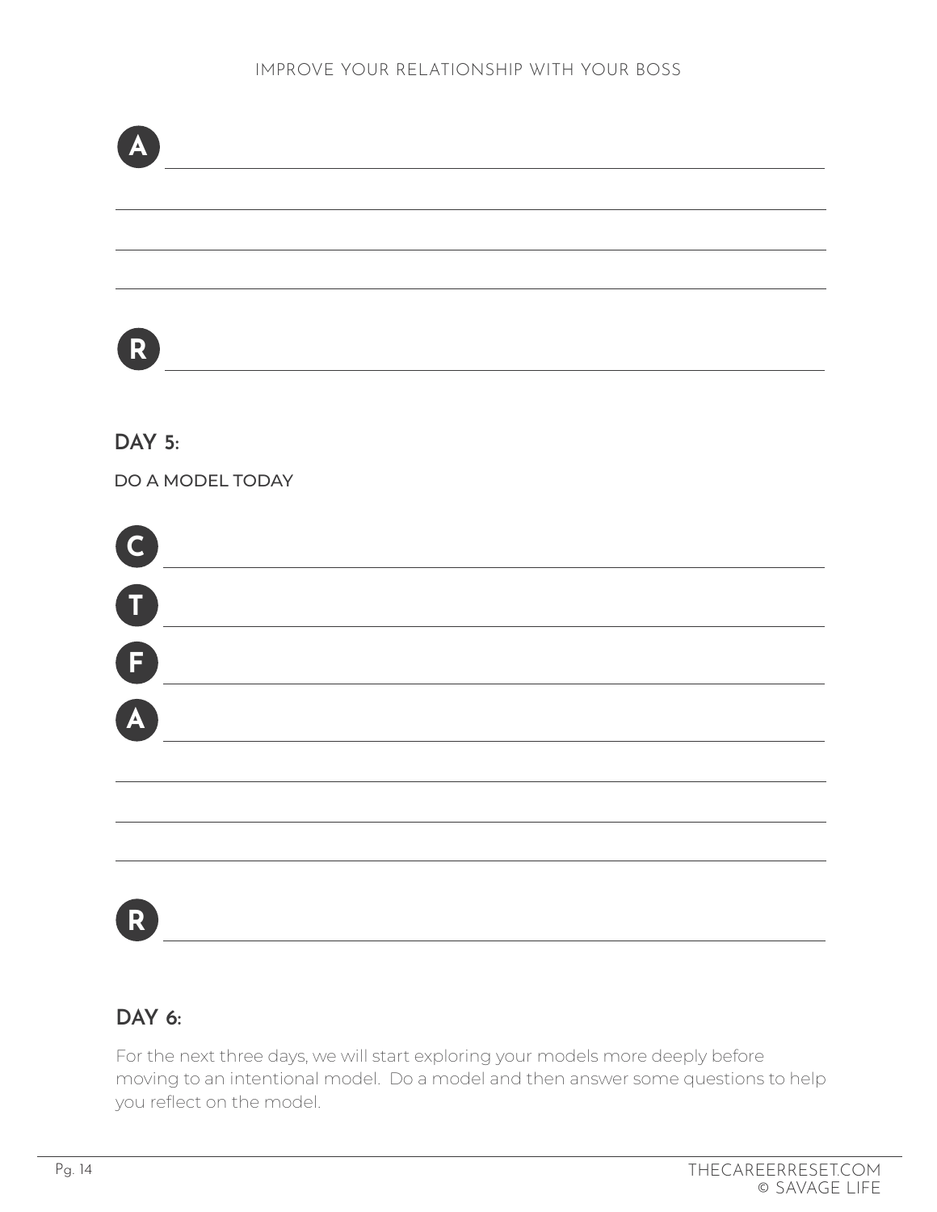**A** \_\_\_\_\_\_\_\_\_\_\_\_\_\_\_\_\_\_\_\_\_\_\_\_\_\_\_\_\_\_\_\_\_\_\_\_\_\_\_\_\_\_\_\_

\_\_\_\_\_\_\_\_\_\_\_\_\_\_\_\_\_\_\_\_\_\_\_\_\_\_\_\_\_\_\_\_\_\_\_\_\_\_\_\_\_\_\_\_\_\_\_\_

\_\_\_\_\_\_\_\_\_\_\_\_\_\_\_\_\_\_\_\_\_\_\_\_\_\_\_\_\_\_\_\_\_\_\_\_\_\_\_\_\_\_\_\_\_\_\_\_

\_\_\_\_\_\_\_\_\_\_\_\_\_\_\_\_\_\_\_\_\_\_\_\_\_\_\_\_\_\_\_\_\_\_\_\_\_\_\_\_\_\_\_\_\_\_\_\_

**R** \_\_\_\_\_\_\_\_\_\_\_\_\_\_\_\_\_\_\_\_\_\_\_\_\_\_\_\_\_\_\_\_\_\_\_\_\_\_\_\_\_\_\_\_

## DAY 5:

DO A MODEL TODAY

**C** \_\_\_\_\_\_\_\_\_\_\_\_\_\_\_\_\_\_\_\_\_\_\_\_\_\_\_\_\_\_\_\_\_\_\_\_\_\_\_\_\_\_\_\_

**T** \_\_\_\_\_\_\_\_\_\_\_\_\_\_\_\_\_\_\_\_\_\_\_\_\_\_\_\_\_\_\_\_\_\_\_\_\_\_\_\_\_\_\_\_

**F** \_\_\_\_\_\_\_\_\_\_\_\_\_\_\_\_\_\_\_\_\_\_\_\_\_\_\_\_\_\_\_\_\_\_\_\_\_\_\_\_\_\_\_\_

**A** \_\_\_\_\_\_\_\_\_\_\_\_\_\_\_\_\_\_\_\_\_\_\_\_\_\_\_\_\_\_\_\_\_\_\_\_\_\_\_\_\_\_\_\_

\_\_\_\_\_\_\_\_\_\_\_\_\_\_\_\_\_\_\_\_\_\_\_\_\_\_\_\_\_\_\_\_\_\_\_\_\_\_\_\_\_\_\_\_\_\_\_\_

\_\_\_\_\_\_\_\_\_\_\_\_\_\_\_\_\_\_\_\_\_\_\_\_\_\_\_\_\_\_\_\_\_\_\_\_\_\_\_\_\_\_\_\_\_\_\_\_

\_\_\_\_\_\_\_\_\_\_\_\_\_\_\_\_\_\_\_\_\_\_\_\_\_\_\_\_\_\_\_\_\_\_\_\_\_\_\_\_\_\_\_\_\_\_\_\_

**R** \_\_\_\_\_\_\_\_\_\_\_\_\_\_\_\_\_\_\_\_\_\_\_\_\_\_\_\_\_\_\_\_\_\_\_\_\_\_\_\_\_\_\_\_

## DAY 6:

For the next three days, we will start exploring your models more deeply before moving to an intentional model. Do a model and then answer some questions to help you reflect on the model.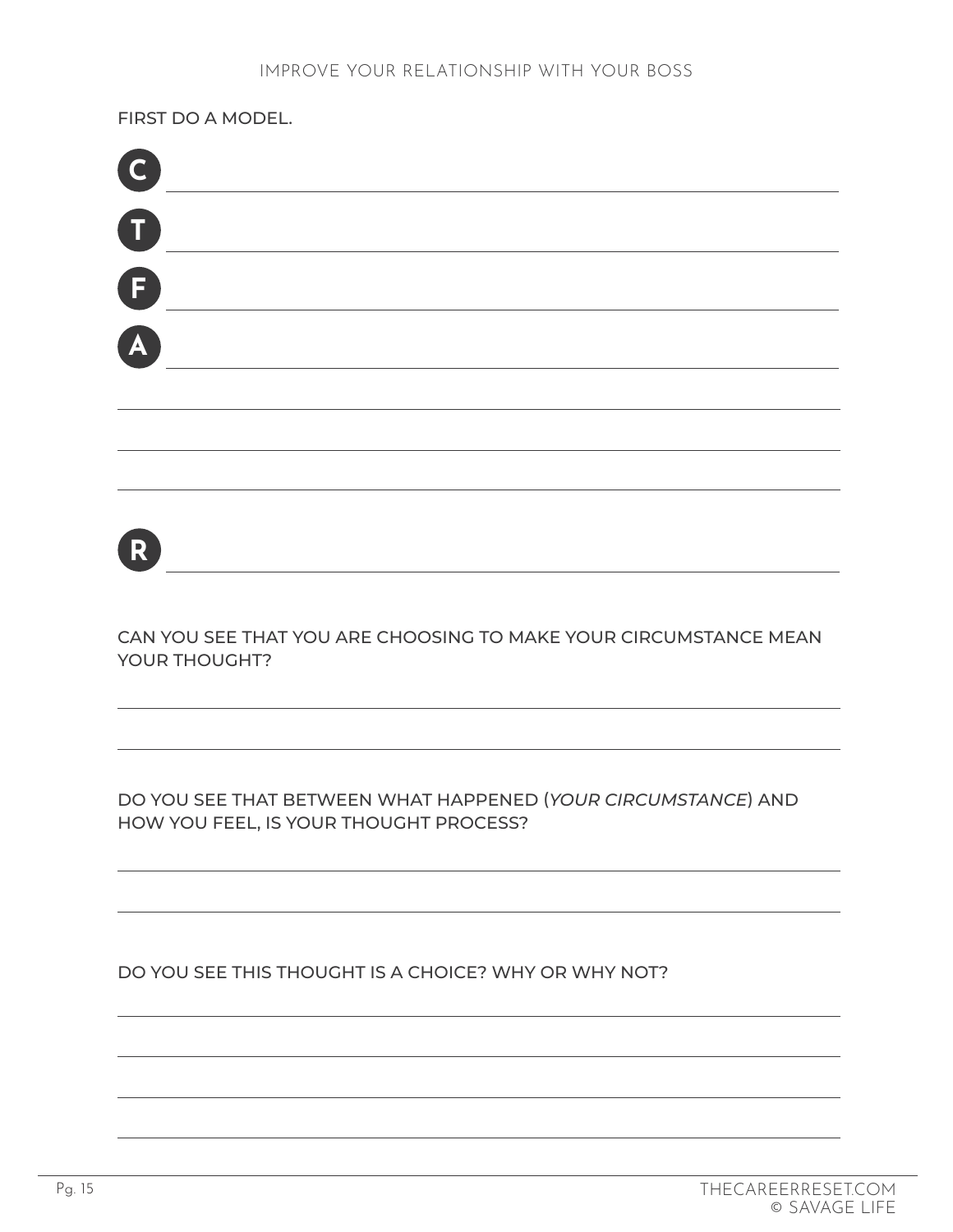FIRST DO A MODEL.

**C** \_\_\_\_\_\_\_\_\_\_\_\_\_\_\_\_\_\_\_\_\_\_\_\_\_\_\_\_\_\_\_\_\_\_\_\_\_\_\_\_

**T** \_\_\_\_\_\_\_\_\_\_\_\_\_\_\_\_\_\_\_\_\_\_\_\_\_\_\_\_\_\_\_\_\_\_\_\_\_\_\_\_

**F** \_\_\_\_\_\_\_\_\_\_\_\_\_\_\_\_\_\_\_\_\_\_\_\_\_\_\_\_\_\_\_\_\_\_\_\_\_\_\_\_

**A** \_\_\_\_\_\_\_\_\_\_\_\_\_\_\_\_\_\_\_\_\_\_\_\_\_\_\_\_\_\_\_\_\_\_\_\_\_\_\_\_

**R** \_\_\_\_\_\_\_\_\_\_\_\_\_\_\_\_\_\_\_\_\_\_\_\_\_\_\_\_\_\_\_\_\_\_\_\_\_\_\_\_

CAN YOU SEE THAT YOU ARE CHOOSING TO MAKE YOUR CIRCUMSTANCE MEAN YOUR THOUGHT?

DO YOU SEE THAT BETWEEN WHAT HAPPENED (*YOUR CIRCUMSTANCE*) AND HOW YOU FEEL, IS YOUR THOUGHT PROCESS?

DO YOU SEE THIS THOUGHT IS A CHOICE? WHY OR WHY NOT?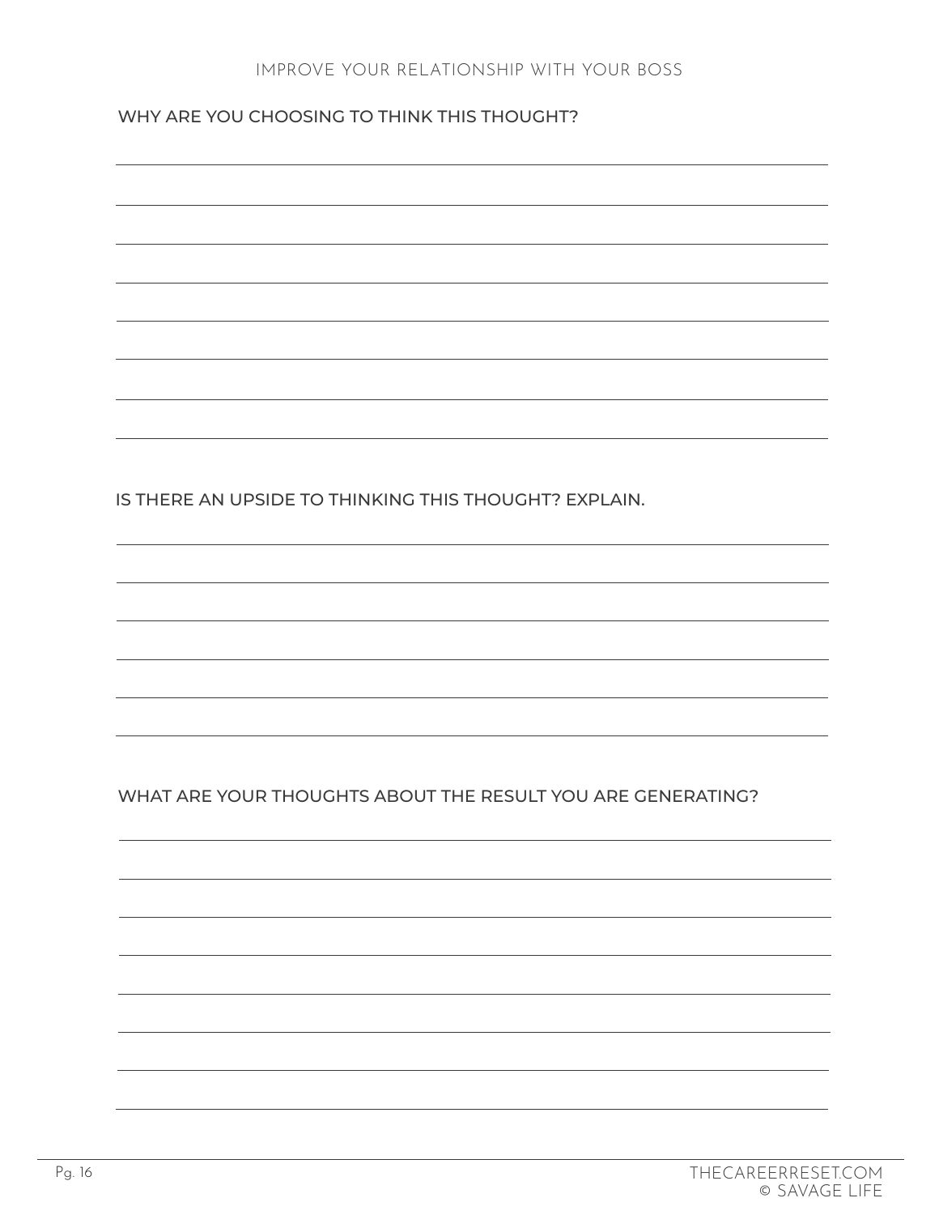IMPROVE YOUR RELATIONSHIP WITH YOUR BOSS

WHY ARE YOU CHOOSING TO THINK THIS THOUGHT?

IS THERE AN UPSIDE TO THINKING THIS THOUGHT? EXPLAIN.

WHAT ARE YOUR THOUGHTS ABOUT THE RESULT YOU ARE GENERATING?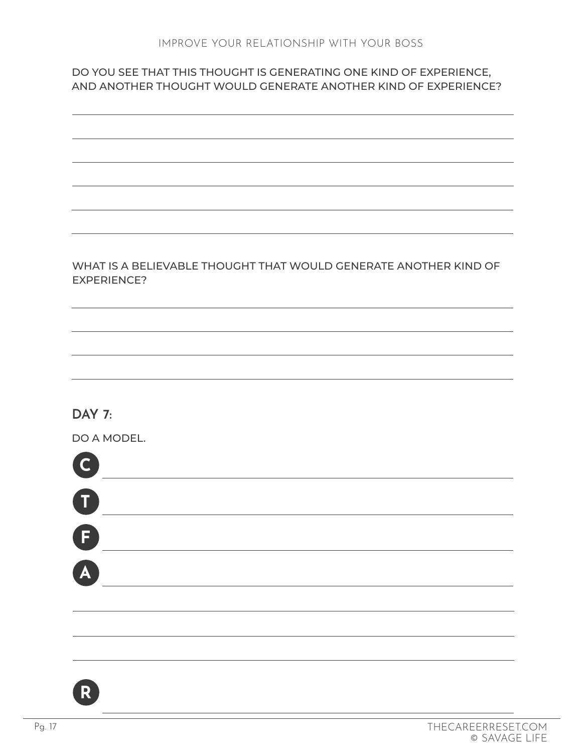DO YOU SEE THAT THIS THOUGHT IS GENERATING ONE KIND OF EXPERIENCE, AND ANOTHER THOUGHT WOULD GENERATE ANOTHER KIND OF EXPERIENCE?

WHAT IS A BELIEVABLE THOUGHT THAT WOULD GENERATE ANOTHER KIND OF EXPERIENCE?

## DAY 7:

DO A MODEL.

**C**

**T**

**F**

**A**

**R**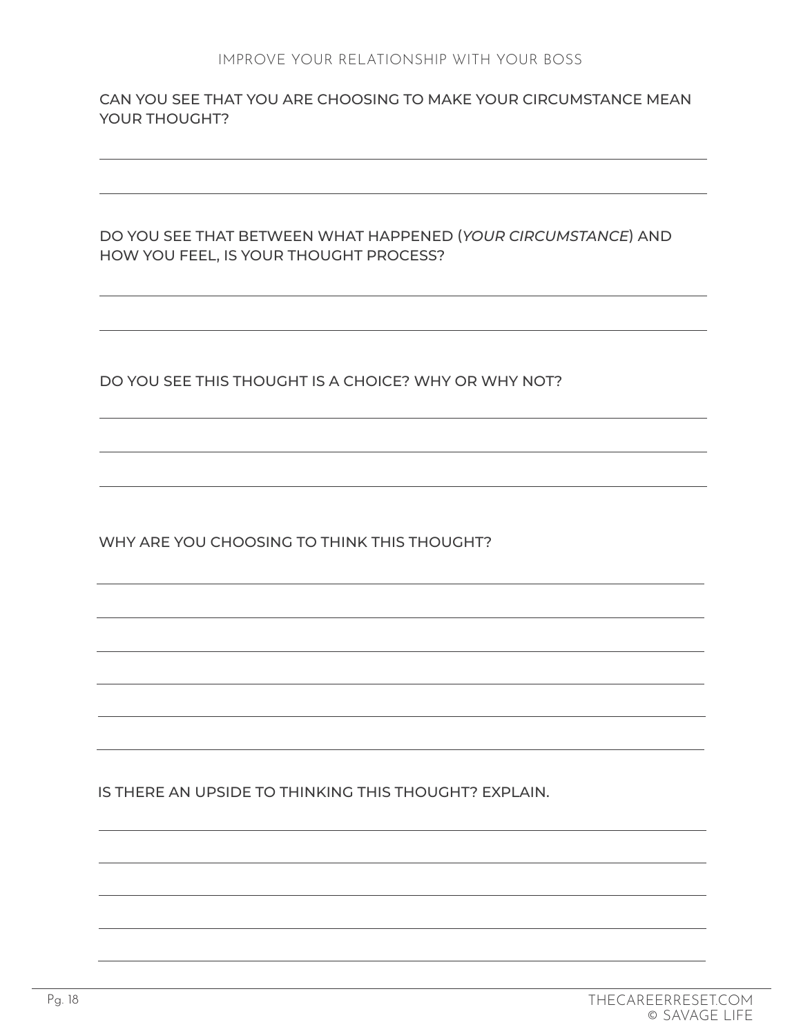CAN YOU SEE THAT YOU ARE CHOOSING TO MAKE YOUR CIRCUMSTANCE MEAN YOUR THOUGHT?

DO YOU SEE THAT BETWEEN WHAT HAPPENED (*YOUR CIRCUMSTANCE*) AND HOW YOU FEEL, IS YOUR THOUGHT PROCESS?

DO YOU SEE THIS THOUGHT IS A CHOICE? WHY OR WHY NOT?

WHY ARE YOU CHOOSING TO THINK THIS THOUGHT?

IS THERE AN UPSIDE TO THINKING THIS THOUGHT? EXPLAIN.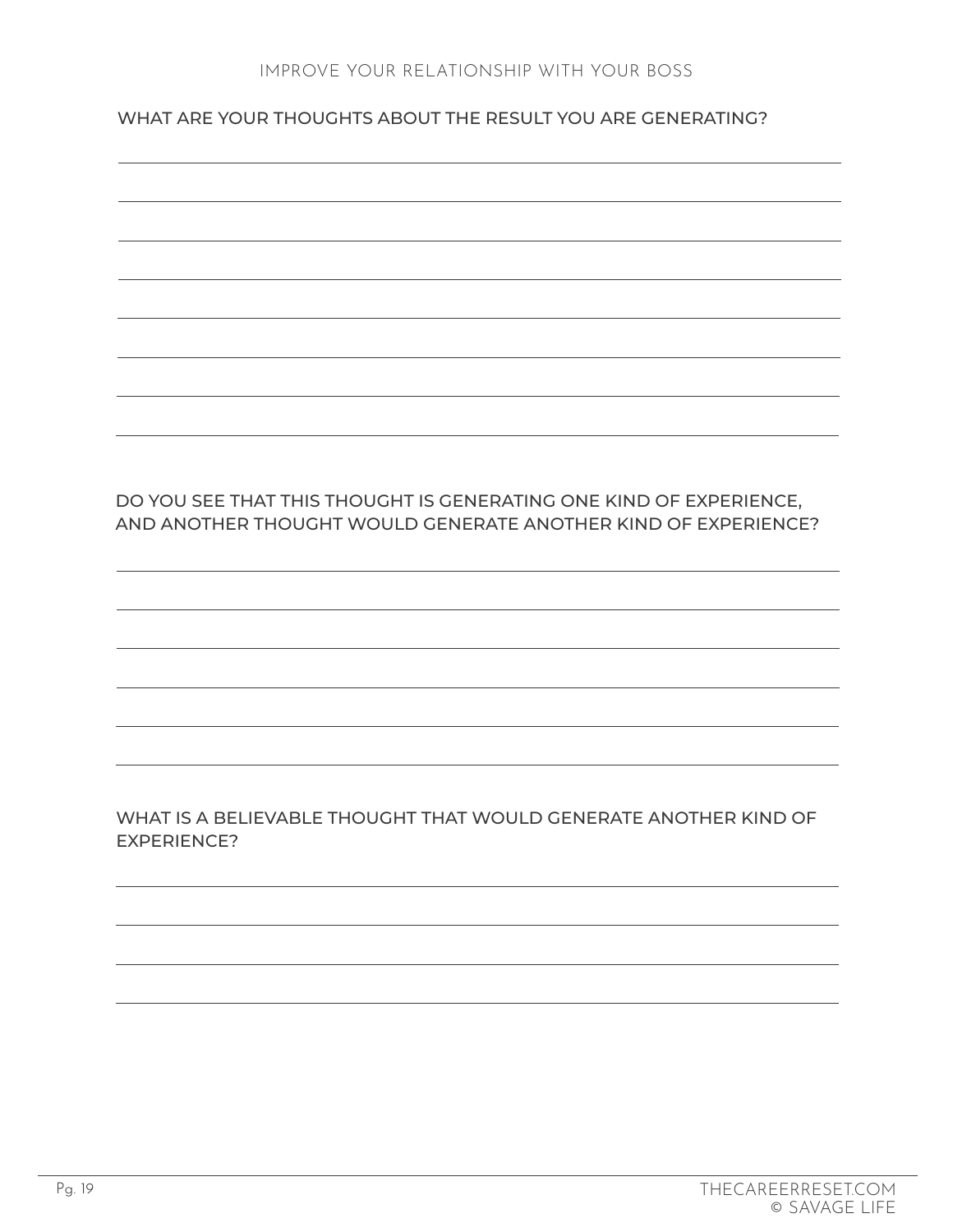WHAT ARE YOUR THOUGHTS ABOUT THE RESULT YOU ARE GENERATING?

DO YOU SEE THAT THIS THOUGHT IS GENERATING ONE KIND OF EXPERIENCE, AND ANOTHER THOUGHT WOULD GENERATE ANOTHER KIND OF EXPERIENCE?

WHAT IS A BELIEVABLE THOUGHT THAT WOULD GENERATE ANOTHER KIND OF EXPERIENCE?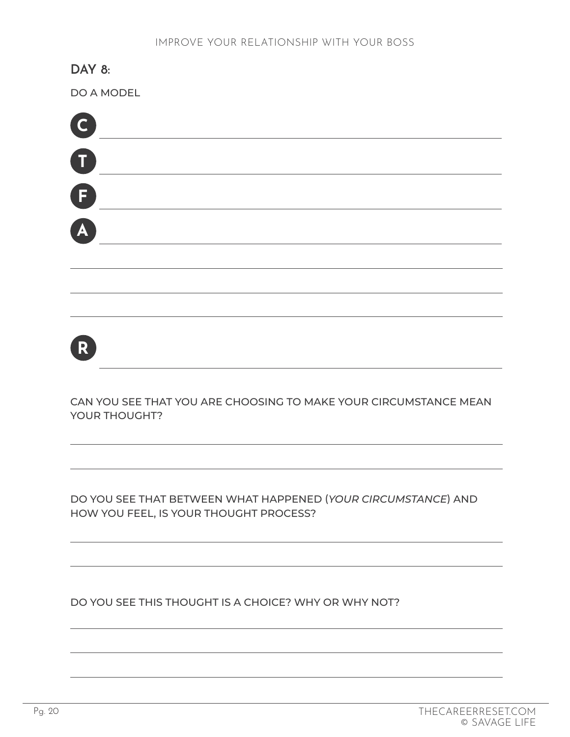## DAY 8:

DO A MODEL

**C** \_\_\_\_\_\_\_\_\_\_\_\_\_\_\_\_\_\_\_\_\_\_\_\_\_\_\_\_\_\_\_\_\_\_\_\_\_\_\_\_

**T** \_\_\_\_\_\_\_\_\_\_\_\_\_\_\_\_\_\_\_\_\_\_\_\_\_\_\_\_\_\_\_\_\_\_\_\_\_\_\_\_

**F** \_\_\_\_\_\_\_\_\_\_\_\_\_\_\_\_\_\_\_\_\_\_\_\_\_\_\_\_\_\_\_\_\_\_\_\_\_\_\_\_

**A** \_\_\_\_\_\_\_\_\_\_\_\_\_\_\_\_\_\_\_\_\_\_\_\_\_\_\_\_\_\_\_\_\_\_\_\_\_\_\_\_

\_\_\_\_\_\_\_\_\_\_\_\_\_\_\_\_\_\_\_\_\_\_\_\_\_\_\_\_\_\_\_\_\_\_\_\_\_\_\_\_\_\_

\_\_\_\_\_\_\_\_\_\_\_\_\_\_\_\_\_\_\_\_\_\_\_\_\_\_\_\_\_\_\_\_\_\_\_\_\_\_\_\_\_\_

\_\_\_\_\_\_\_\_\_\_\_\_\_\_\_\_\_\_\_\_\_\_\_\_\_\_\_\_\_\_\_\_\_\_\_\_\_\_\_\_\_\_

**R** \_\_\_\_\_\_\_\_\_\_\_\_\_\_\_\_\_\_\_\_\_\_\_\_\_\_\_\_\_\_\_\_\_\_\_\_\_\_\_\_

CAN YOU SEE THAT YOU ARE CHOOSING TO MAKE YOUR CIRCUMSTANCE MEAN YOUR THOUGHT?

\_\_\_\_\_\_\_\_\_\_\_\_\_\_\_\_\_\_\_\_\_\_\_\_\_\_\_\_\_\_\_\_\_\_\_\_\_\_\_\_\_\_

\_\_\_\_\_\_\_\_\_\_\_\_\_\_\_\_\_\_\_\_\_\_\_\_\_\_\_\_\_\_\_\_\_\_\_\_\_\_\_\_\_\_

DO YOU SEE THAT BETWEEN WHAT HAPPENED (*YOUR CIRCUMSTANCE*) AND HOW YOU FEEL, IS YOUR THOUGHT PROCESS?

\_\_\_\_\_\_\_\_\_\_\_\_\_\_\_\_\_\_\_\_\_\_\_\_\_\_\_\_\_\_\_\_\_\_\_\_\_\_\_\_\_\_

\_\_\_\_\_\_\_\_\_\_\_\_\_\_\_\_\_\_\_\_\_\_\_\_\_\_\_\_\_\_\_\_\_\_\_\_\_\_\_\_\_\_

DO YOU SEE THIS THOUGHT IS A CHOICE? WHY OR WHY NOT?

\_\_\_\_\_\_\_\_\_\_\_\_\_\_\_\_\_\_\_\_\_\_\_\_\_\_\_\_\_\_\_\_\_\_\_\_\_\_\_\_\_\_

\_\_\_\_\_\_\_\_\_\_\_\_\_\_\_\_\_\_\_\_\_\_\_\_\_\_\_\_\_\_\_\_\_\_\_\_\_\_\_\_\_\_

\_\_\_\_\_\_\_\_\_\_\_\_\_\_\_\_\_\_\_\_\_\_\_\_\_\_\_\_\_\_\_\_\_\_\_\_\_\_\_\_\_\_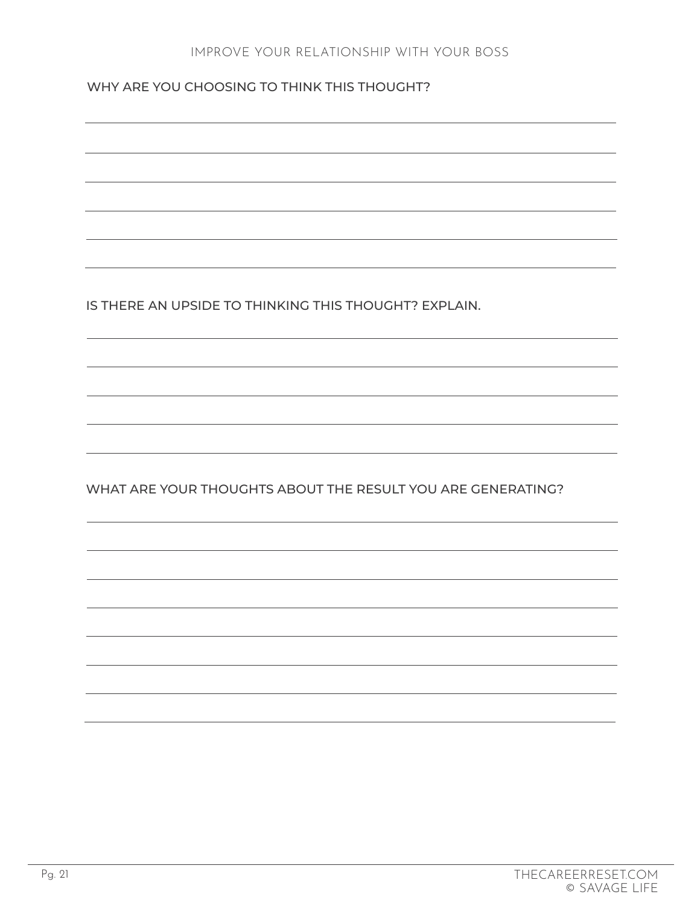## WHY ARE YOU CHOOSING TO THINK THIS THOUGHT?

## IS THERE AN UPSIDE TO THINKING THIS THOUGHT? EXPLAIN.

## WHAT ARE YOUR THOUGHTS ABOUT THE RESULT YOU ARE GENERATING?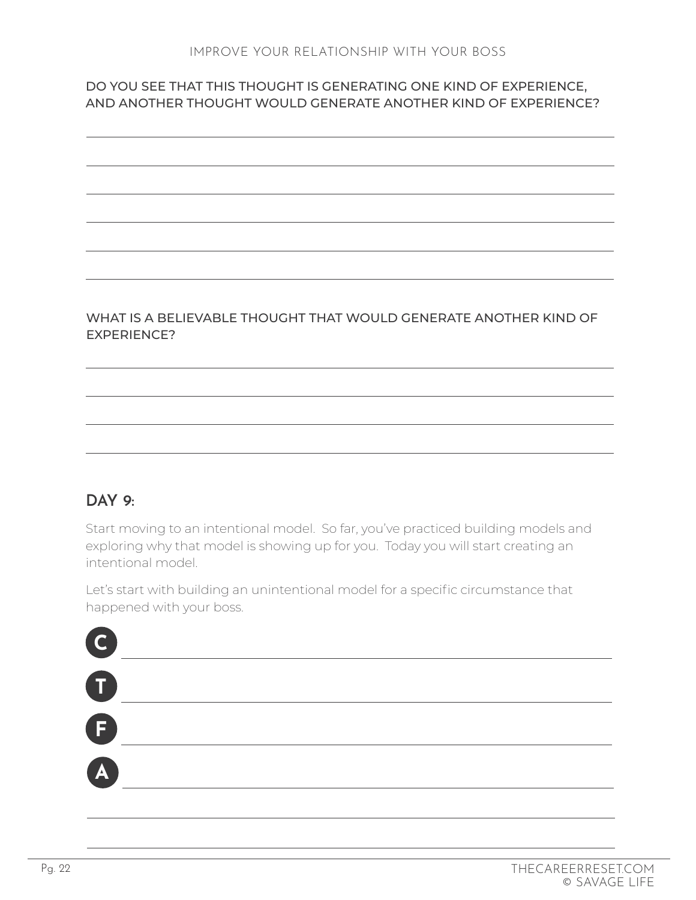DO YOU SEE THAT THIS THOUGHT IS GENERATING ONE KIND OF EXPERIENCE, AND ANOTHER THOUGHT WOULD GENERATE ANOTHER KIND OF EXPERIENCE?

WHAT IS A BELIEVABLE THOUGHT THAT WOULD GENERATE ANOTHER KIND OF EXPERIENCE?

## DAY 9:

Start moving to an intentional model. So far, you've practiced building models and exploring why that model is showing up for you. Today you will start creating an intentional model.

Let's start with building an unintentional model for a specific circumstance that happened with your boss.

C

T

F

A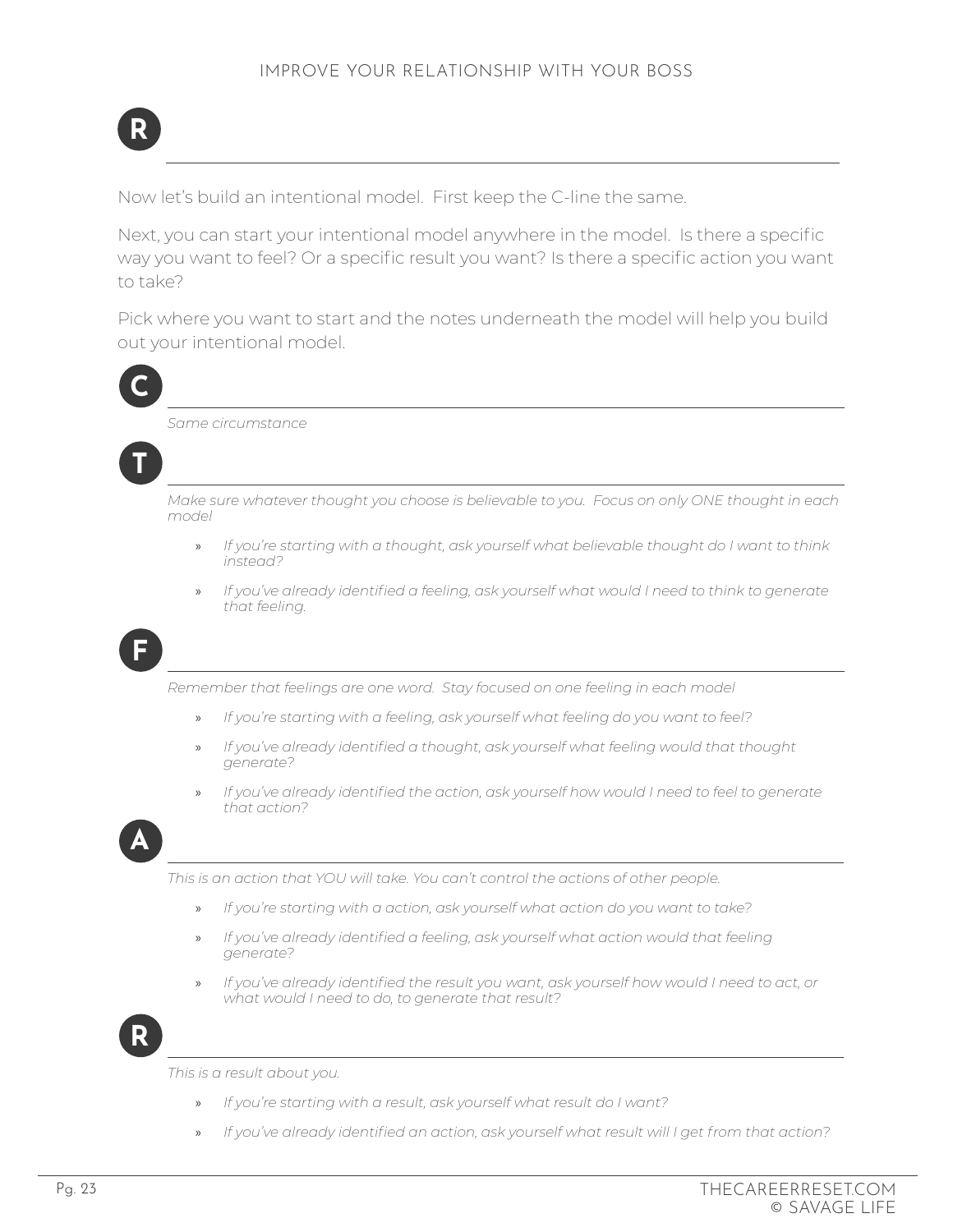**R** \_\_\_\_\_\_\_\_\_\_\_\_\_\_\_\_\_\_\_\_\_\_\_\_\_\_\_\_\_\_\_\_\_\_\_\_\_\_\_\_\_\_\_\_\_\_

Now let's build an intentional model. First keep the C-line the same.

Next, you can start your intentional model anywhere in the model. Is there a specific way you want to feel? Or a specific result you want? Is there a specific action you want to take?

Pick where you want to start and the notes underneath the model will help you build out your intentional model.

**C** \_\_\_\_\_\_\_\_\_\_\_\_\_\_\_\_\_\_\_\_\_\_\_\_\_\_\_\_\_\_\_\_\_\_\_\_\_\_\_\_\_\_\_\_\_\_

*Same circumstance*

**T** \_\_\_\_\_\_\_\_\_\_\_\_\_\_\_\_\_\_\_\_\_\_\_\_\_\_\_\_\_\_\_\_\_\_\_\_\_\_\_\_\_\_\_\_\_\_

*Make sure whatever thought you choose is believable to you. Focus on only ONE thought in each model*

- *If you're starting with a thought, ask yourself what believable thought do I want to think instead?*
- *If you've already identified a feeling, ask yourself what would I need to think to generate that feeling.*

**F** \_\_\_\_\_\_\_\_\_\_\_\_\_\_\_\_\_\_\_\_\_\_\_\_\_\_\_\_\_\_\_\_\_\_\_\_\_\_\_\_\_\_\_\_\_\_

*Remember that feelings are one word. Stay focused on one feeling in each model*

- *If you're starting with a feeling, ask yourself what feeling do you want to feel?*
- *If you've already identified a thought, ask yourself what feeling would that thought generate?*
- *If you've already identified the action, ask yourself how would I need to feel to generate that action?*

**A** \_\_\_\_\_\_\_\_\_\_\_\_\_\_\_\_\_\_\_\_\_\_\_\_\_\_\_\_\_\_\_\_\_\_\_\_\_\_\_\_\_\_\_\_\_\_

*This is an action that YOU will take. You can't control the actions of other people.*

- *If you're starting with a action, ask yourself what action do you want to take?*
- *If you've already identified a feeling, ask yourself what action would that feeling generate?*
- *If you've already identified the result you want, ask yourself how would I need to act, or what would I need to do, to generate that result?*

**R** \_\_\_\_\_\_\_\_\_\_\_\_\_\_\_\_\_\_\_\_\_\_\_\_\_\_\_\_\_\_\_\_\_\_\_\_\_\_\_\_\_\_\_\_\_\_

*This is a result about you.*

- *If you're starting with a result, ask yourself what result do I want?*
- *If you've already identified an action, ask yourself what result will I get from that action?*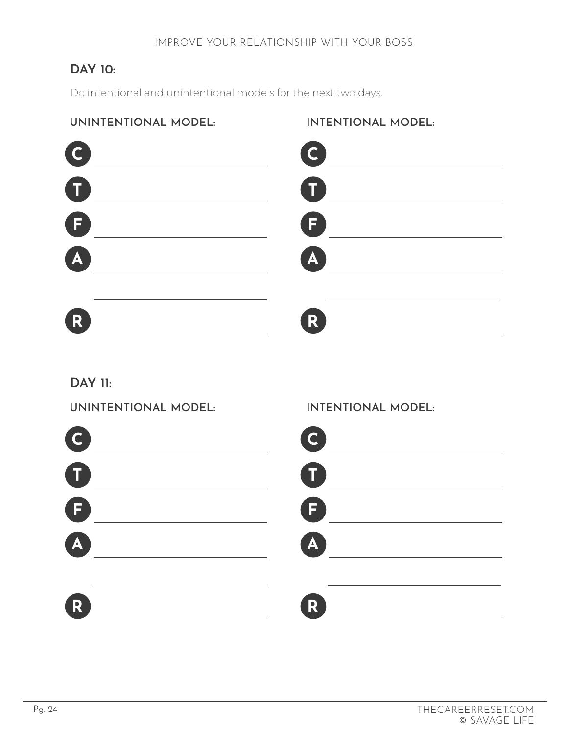## DAY 10:

Do intentional and unintentional models for the next two days.

**UNINTENTIONAL MODEL:**

C ______________________

T ______________________

F ______________________

A ______________________

______________________

R ______________________

**INTENTIONAL MODEL:**

C ______________________

T ______________________

F ______________________

A ______________________

______________________

R ______________________

## DAY 11:

**UNINTENTIONAL MODEL:**

C ______________________

T ______________________

F ______________________

A ______________________

______________________

R ______________________

**INTENTIONAL MODEL:**

C ______________________

T ______________________

F ______________________

A ______________________

______________________

R ______________________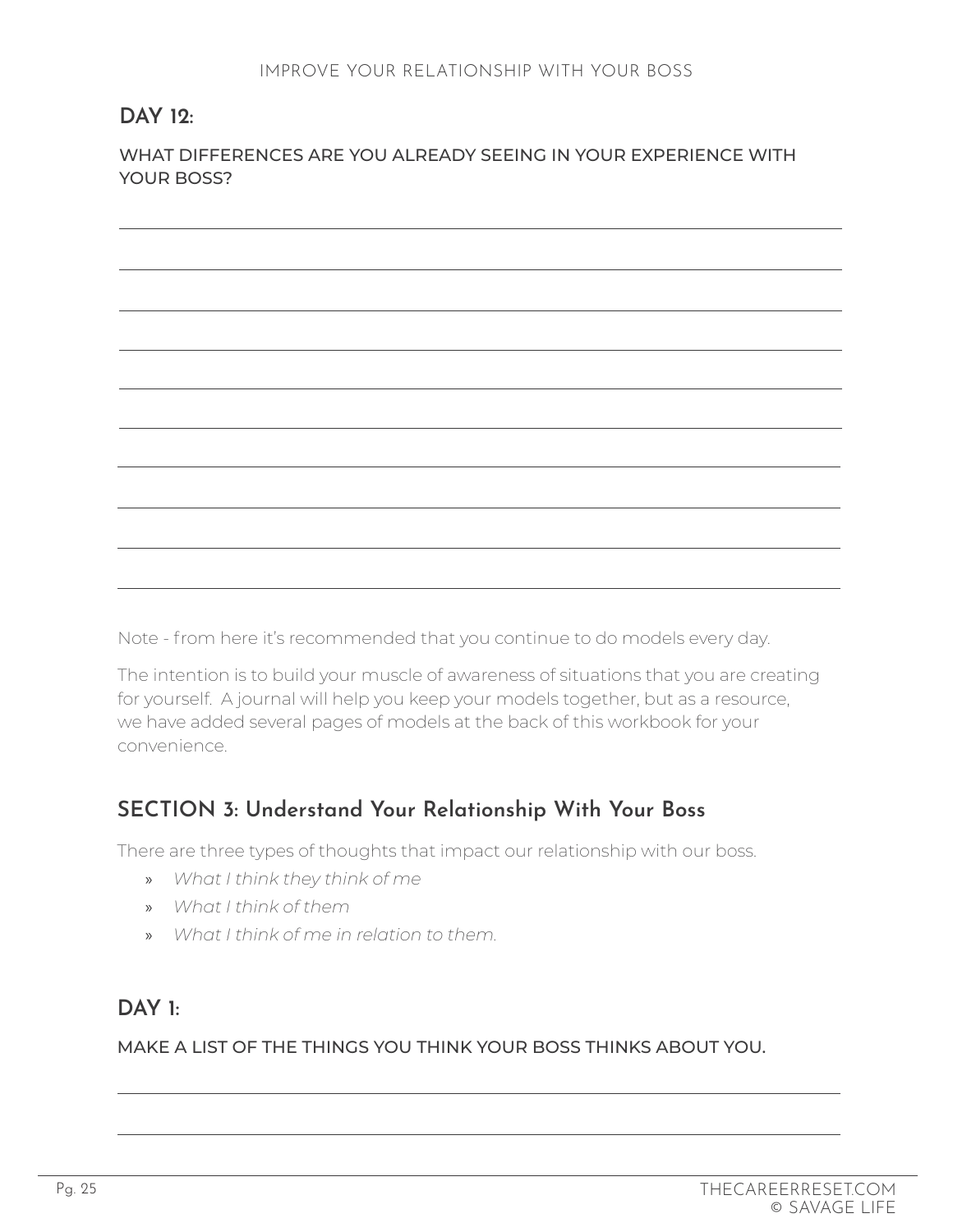## DAY 12:

WHAT DIFFERENCES ARE YOU ALREADY SEEING IN YOUR EXPERIENCE WITH YOUR BOSS?

Note - from here it's recommended that you continue to do models every day.

The intention is to build your muscle of awareness of situations that you are creating for yourself. A journal will help you keep your models together, but as a resource, we have added several pages of models at the back of this workbook for your convenience.

## SECTION 3: Understand Your Relationship With Your Boss

There are three types of thoughts that impact our relationship with our boss.

- *What I think they think of me*
- *What I think of them*
- *What I think of me in relation to them.*

## DAY 1:

MAKE A LIST OF THE THINGS YOU THINK YOUR BOSS THINKS ABOUT YOU.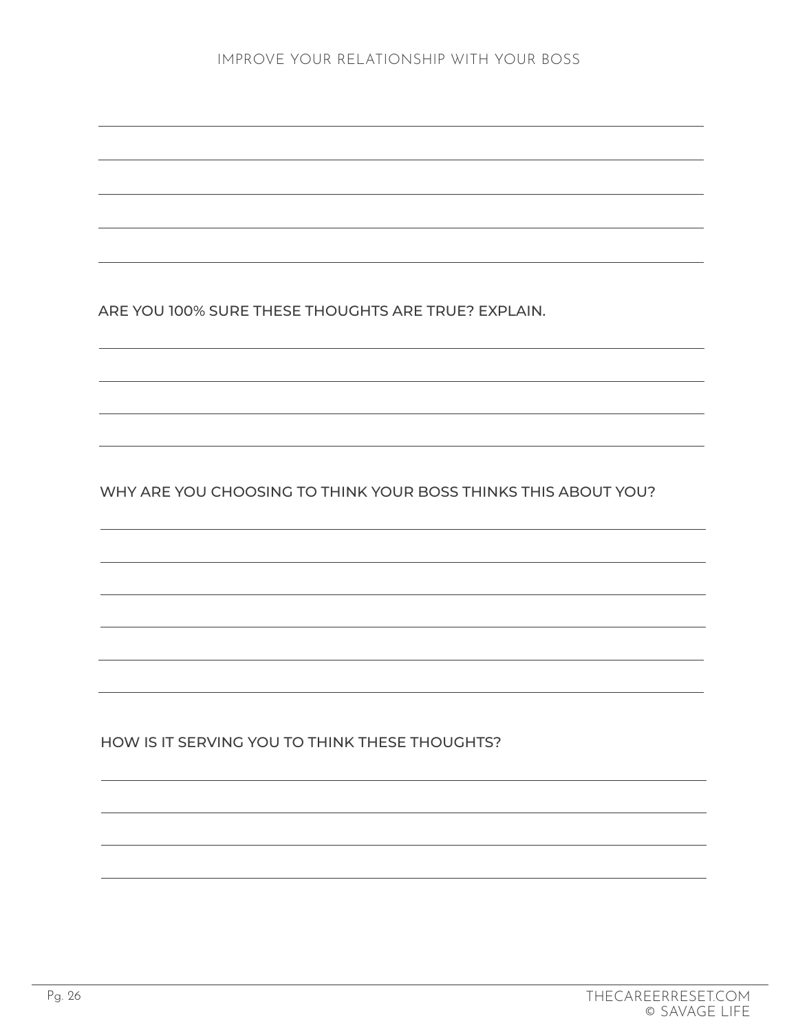ARE YOU 100% SURE THESE THOUGHTS ARE TRUE? EXPLAIN.

WHY ARE YOU CHOOSING TO THINK YOUR BOSS THINKS THIS ABOUT YOU?

HOW IS IT SERVING YOU TO THINK THESE THOUGHTS?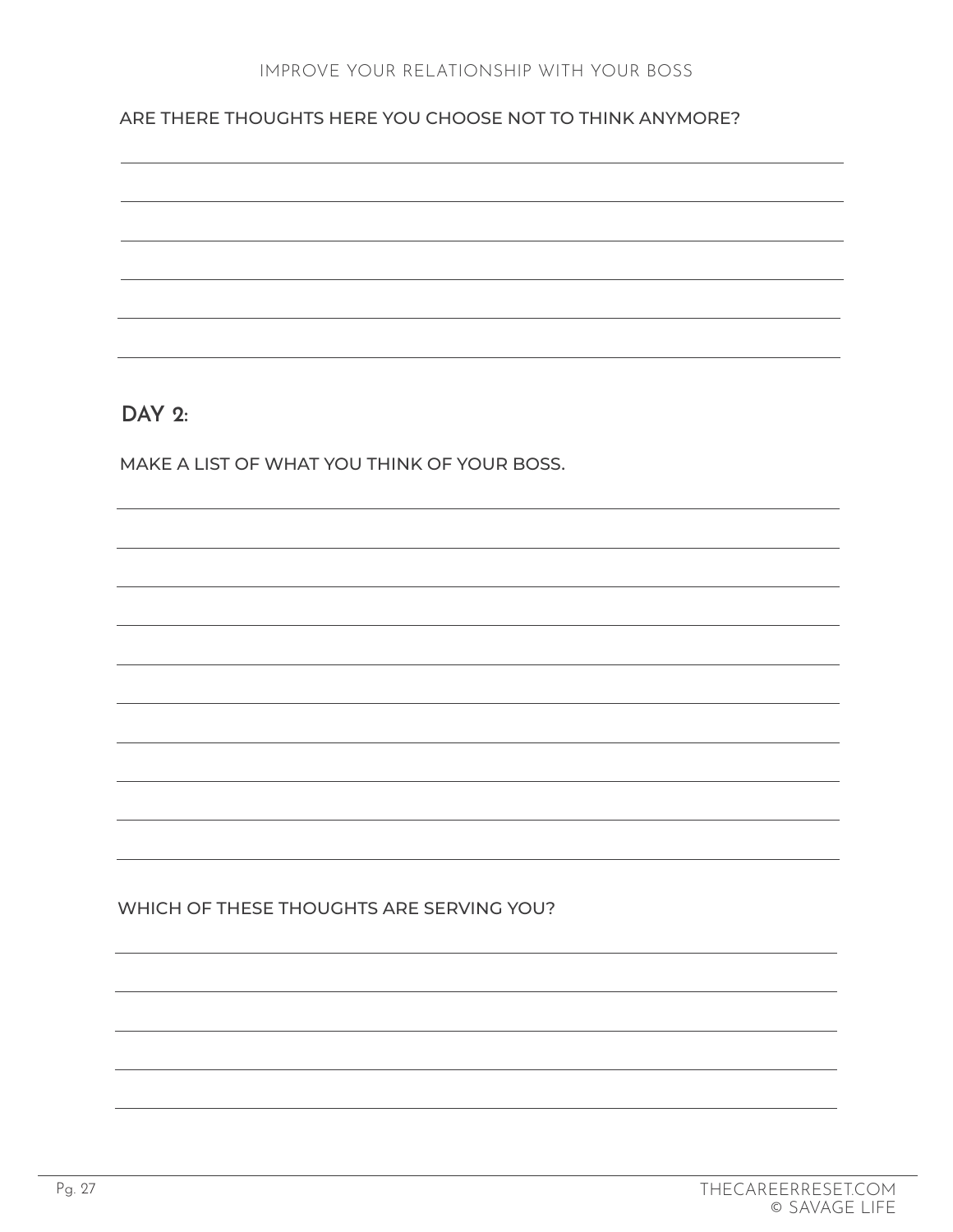ARE THERE THOUGHTS HERE YOU CHOOSE NOT TO THINK ANYMORE?

## DAY 2:

MAKE A LIST OF WHAT YOU THINK OF YOUR BOSS.

WHICH OF THESE THOUGHTS ARE SERVING YOU?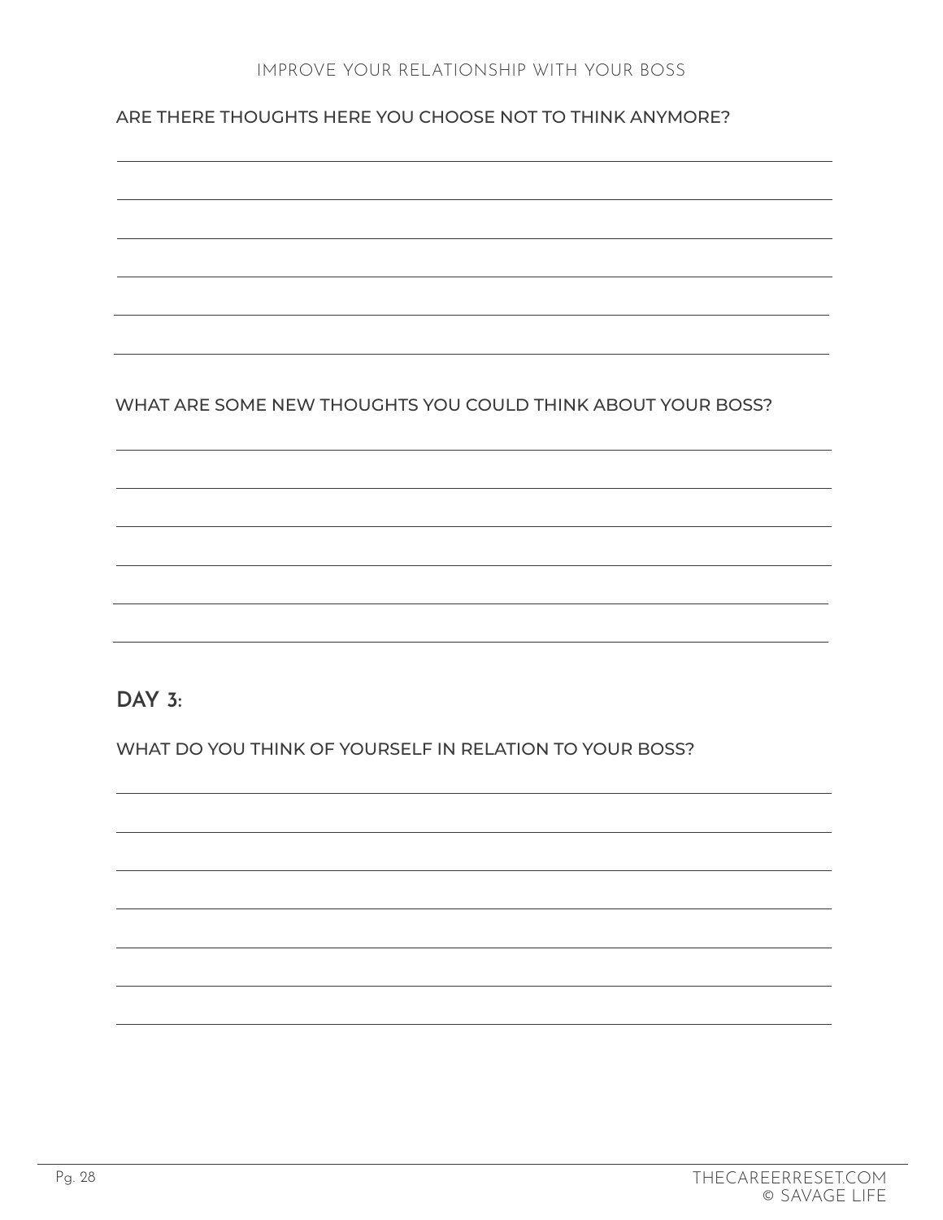ARE THERE THOUGHTS HERE YOU CHOOSE NOT TO THINK ANYMORE?

WHAT ARE SOME NEW THOUGHTS YOU COULD THINK ABOUT YOUR BOSS?

## DAY 3:

WHAT DO YOU THINK OF YOURSELF IN RELATION TO YOUR BOSS?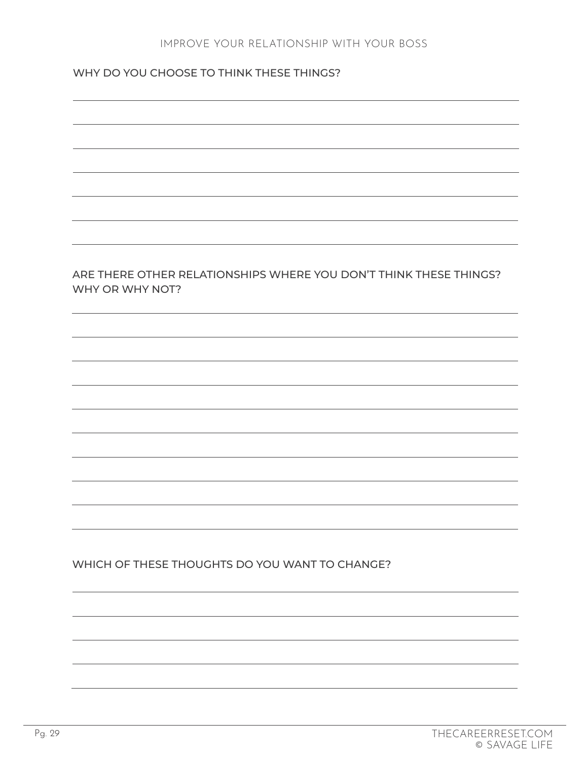## WHY DO YOU CHOOSE TO THINK THESE THINGS?

## ARE THERE OTHER RELATIONSHIPS WHERE YOU DON'T THINK THESE THINGS? WHY OR WHY NOT?

## WHICH OF THESE THOUGHTS DO YOU WANT TO CHANGE?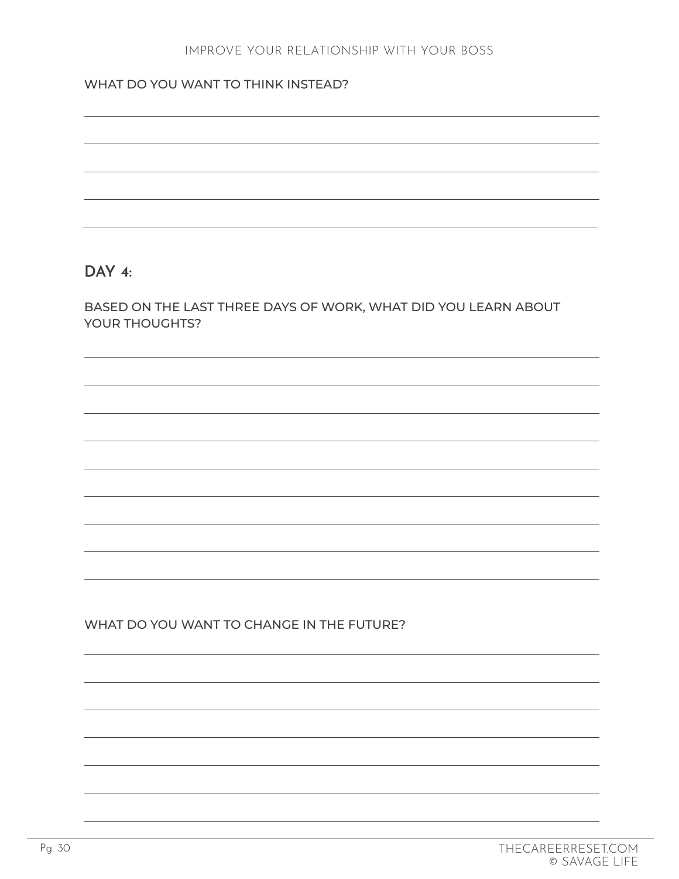WHAT DO YOU WANT TO THINK INSTEAD?

## DAY 4:

BASED ON THE LAST THREE DAYS OF WORK, WHAT DID YOU LEARN ABOUT YOUR THOUGHTS?

WHAT DO YOU WANT TO CHANGE IN THE FUTURE?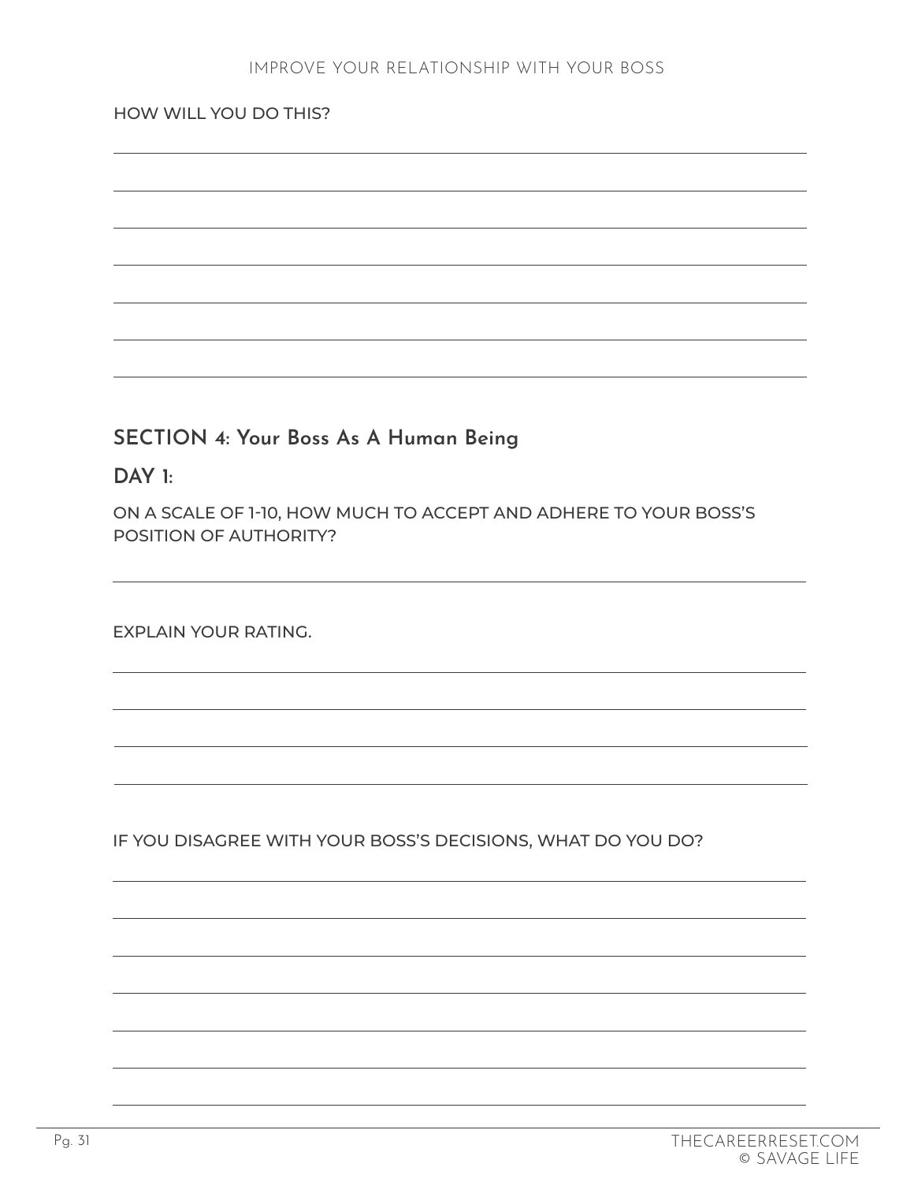HOW WILL YOU DO THIS?

## SECTION 4: Your Boss As A Human Being

### DAY 1:

ON A SCALE OF 1-10, HOW MUCH TO ACCEPT AND ADHERE TO YOUR BOSS'S POSITION OF AUTHORITY?

EXPLAIN YOUR RATING.

IF YOU DISAGREE WITH YOUR BOSS'S DECISIONS, WHAT DO YOU DO?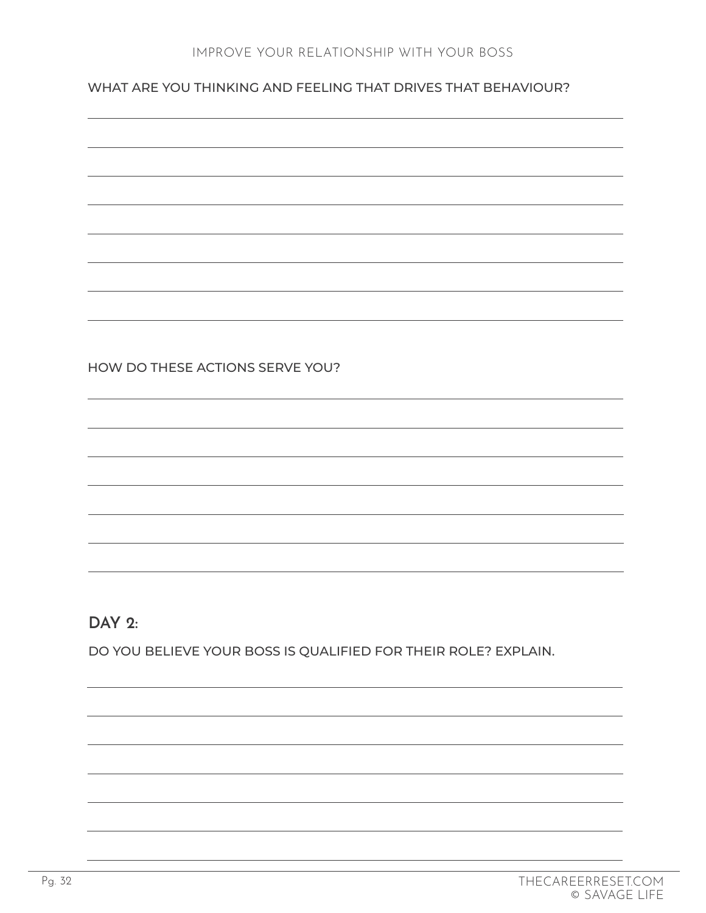WHAT ARE YOU THINKING AND FEELING THAT DRIVES THAT BEHAVIOUR?

HOW DO THESE ACTIONS SERVE YOU?

## DAY 2:

DO YOU BELIEVE YOUR BOSS IS QUALIFIED FOR THEIR ROLE? EXPLAIN.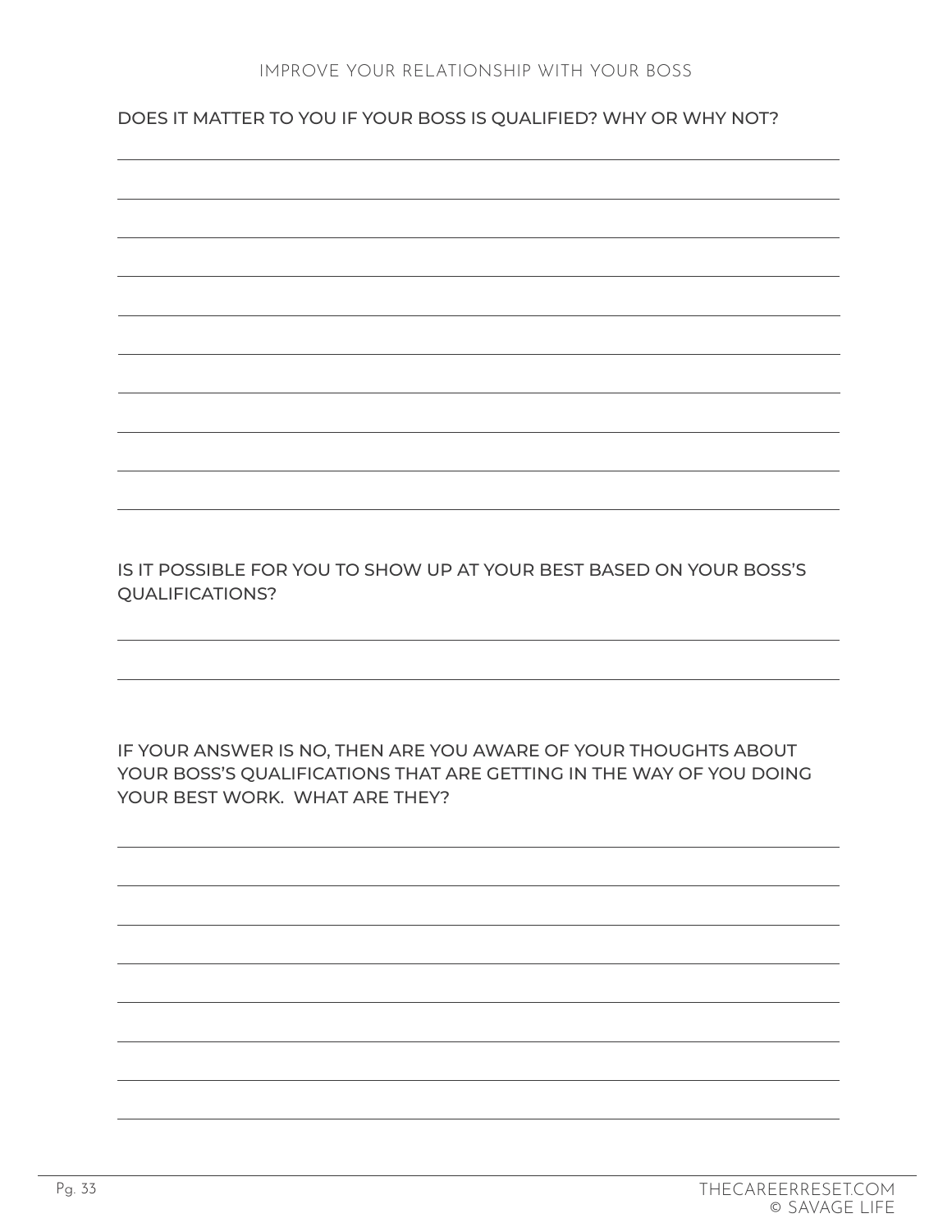DOES IT MATTER TO YOU IF YOUR BOSS IS QUALIFIED? WHY OR WHY NOT?

IS IT POSSIBLE FOR YOU TO SHOW UP AT YOUR BEST BASED ON YOUR BOSS'S QUALIFICATIONS?

IF YOUR ANSWER IS NO, THEN ARE YOU AWARE OF YOUR THOUGHTS ABOUT YOUR BOSS'S QUALIFICATIONS THAT ARE GETTING IN THE WAY OF YOU DOING YOUR BEST WORK. WHAT ARE THEY?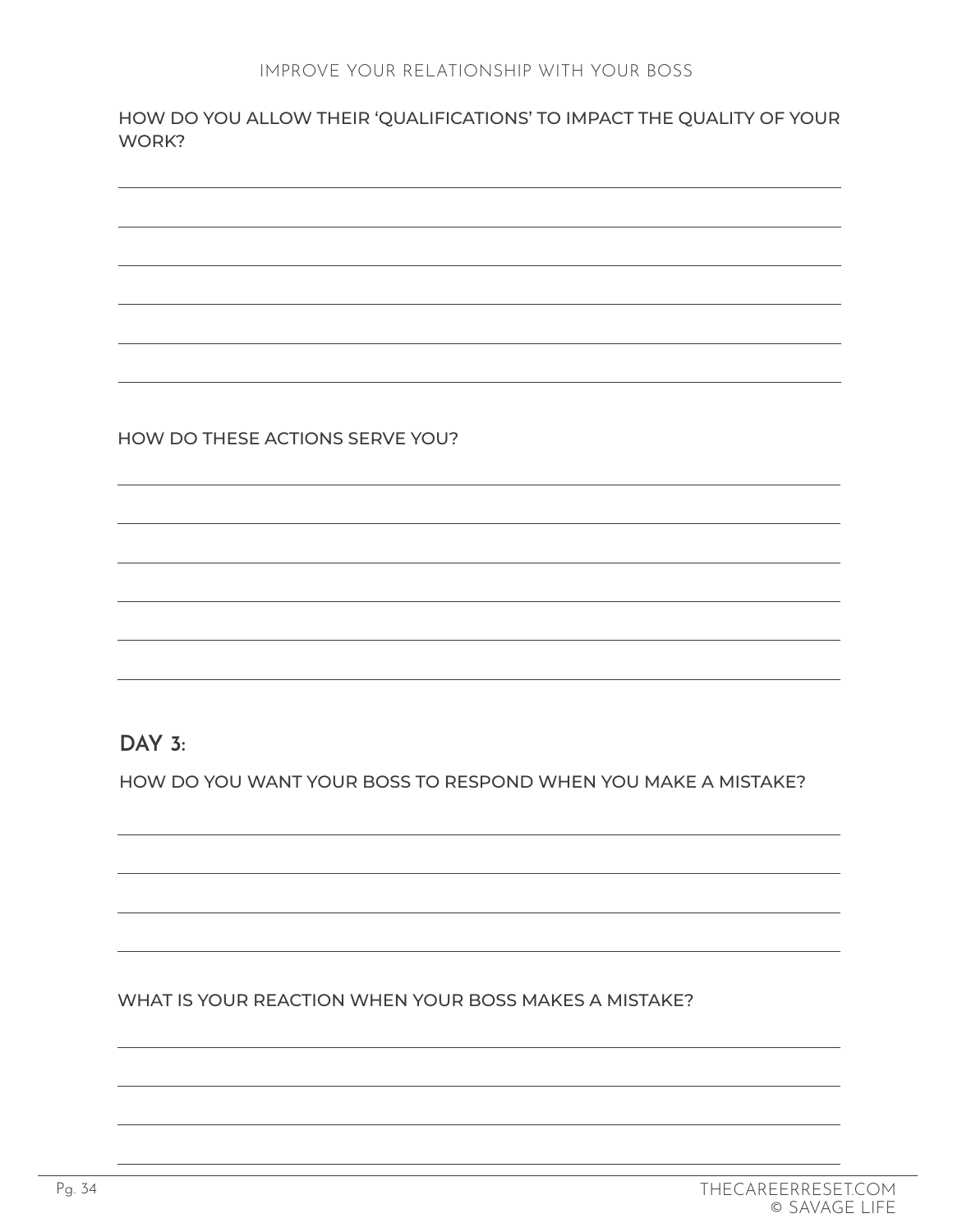HOW DO YOU ALLOW THEIR 'QUALIFICATIONS' TO IMPACT THE QUALITY OF YOUR WORK?

HOW DO THESE ACTIONS SERVE YOU?

## DAY 3:

HOW DO YOU WANT YOUR BOSS TO RESPOND WHEN YOU MAKE A MISTAKE?

WHAT IS YOUR REACTION WHEN YOUR BOSS MAKES A MISTAKE?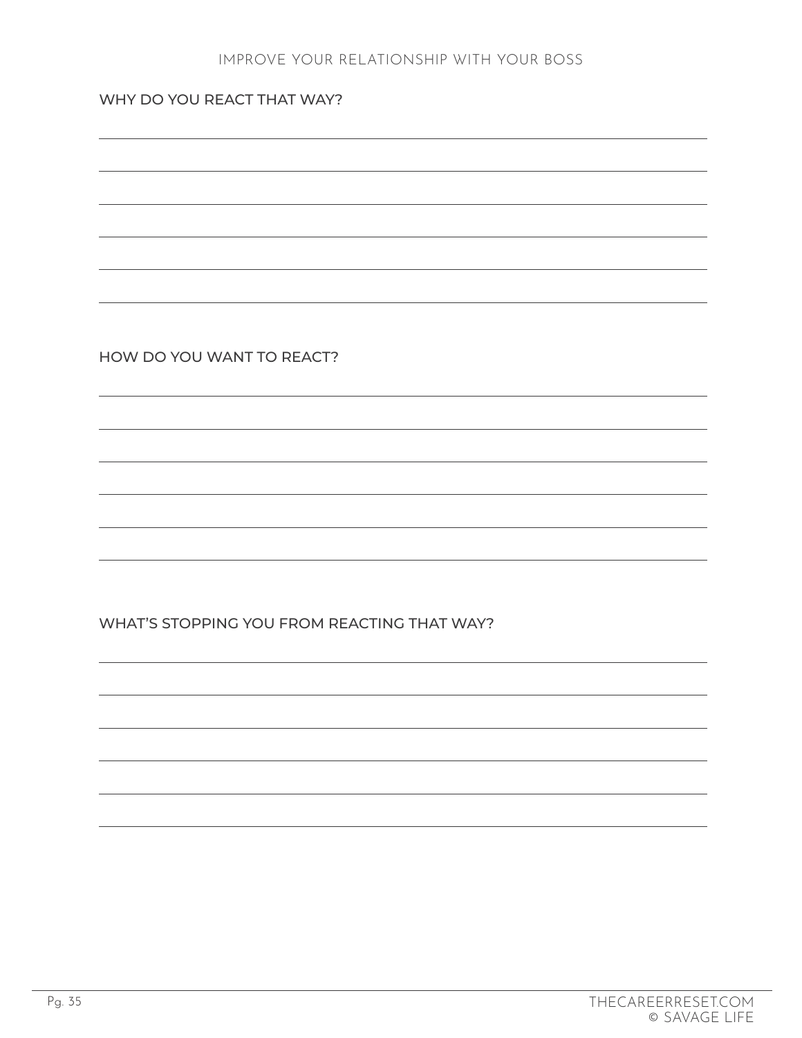## WHY DO YOU REACT THAT WAY?

## HOW DO YOU WANT TO REACT?

## WHAT'S STOPPING YOU FROM REACTING THAT WAY?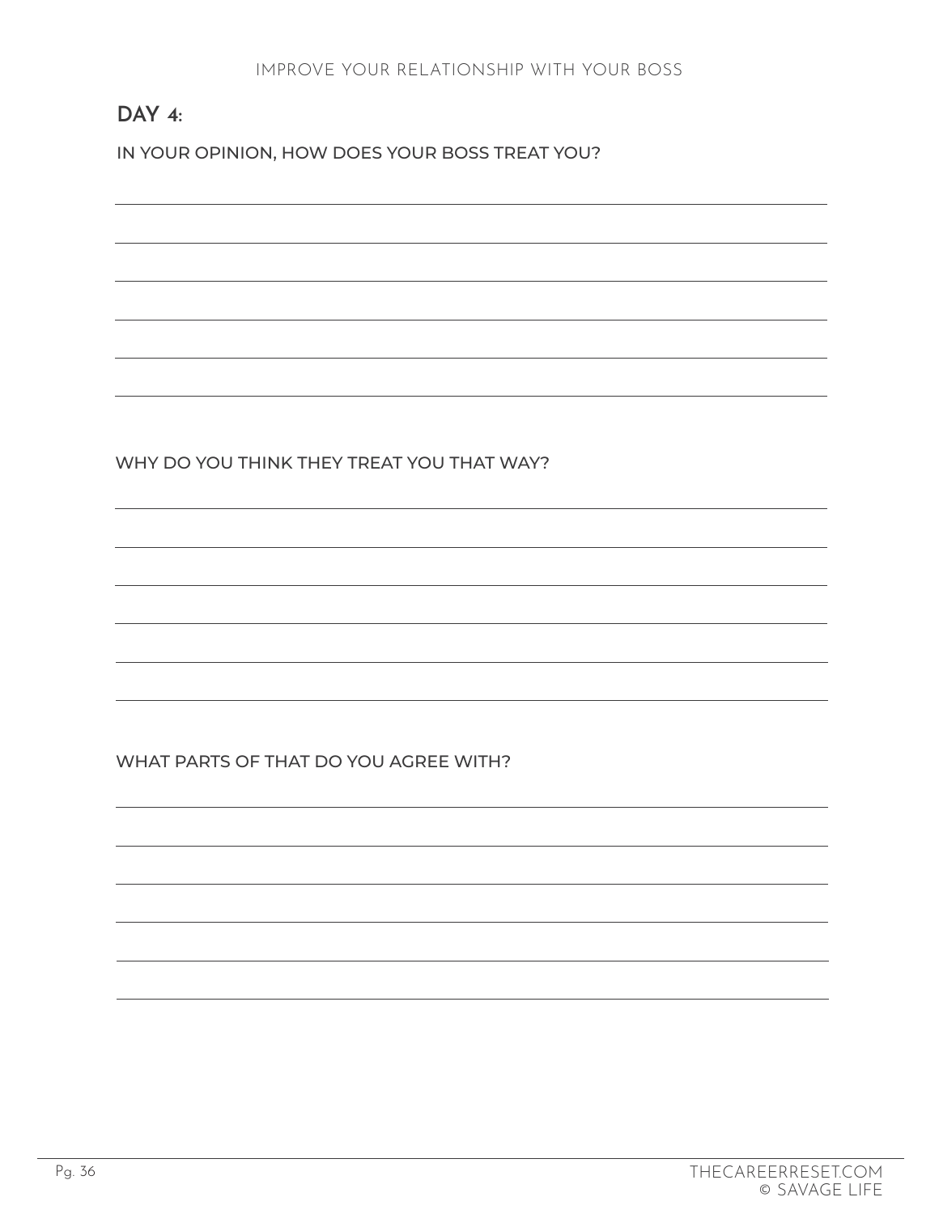## DAY 4:

IN YOUR OPINION, HOW DOES YOUR BOSS TREAT YOU?

WHY DO YOU THINK THEY TREAT YOU THAT WAY?

WHAT PARTS OF THAT DO YOU AGREE WITH?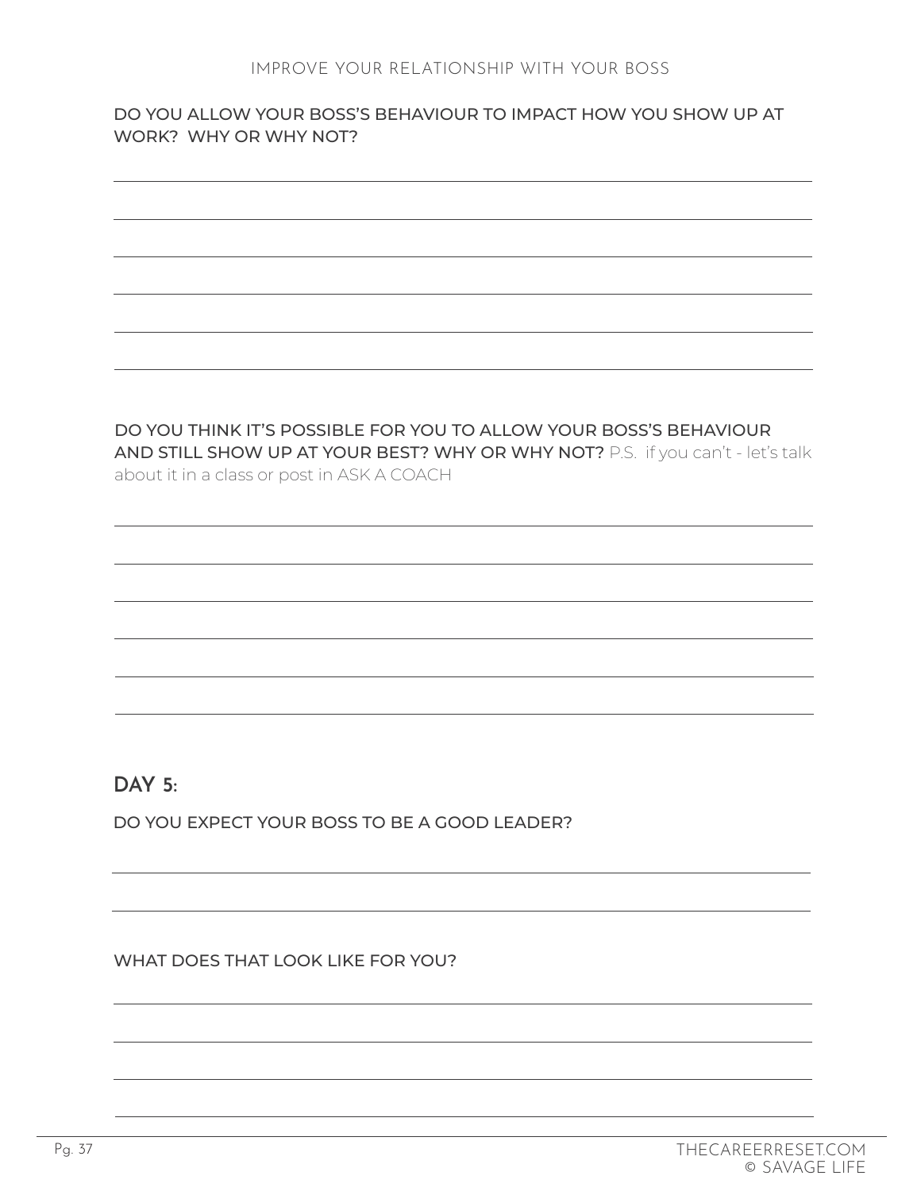DO YOU ALLOW YOUR BOSS'S BEHAVIOUR TO IMPACT HOW YOU SHOW UP AT WORK? WHY OR WHY NOT?

DO YOU THINK IT'S POSSIBLE FOR YOU TO ALLOW YOUR BOSS'S BEHAVIOUR AND STILL SHOW UP AT YOUR BEST? WHY OR WHY NOT? P.S. if you can't - let's talk about it in a class or post in ASK A COACH

## DAY 5:

DO YOU EXPECT YOUR BOSS TO BE A GOOD LEADER?

WHAT DOES THAT LOOK LIKE FOR YOU?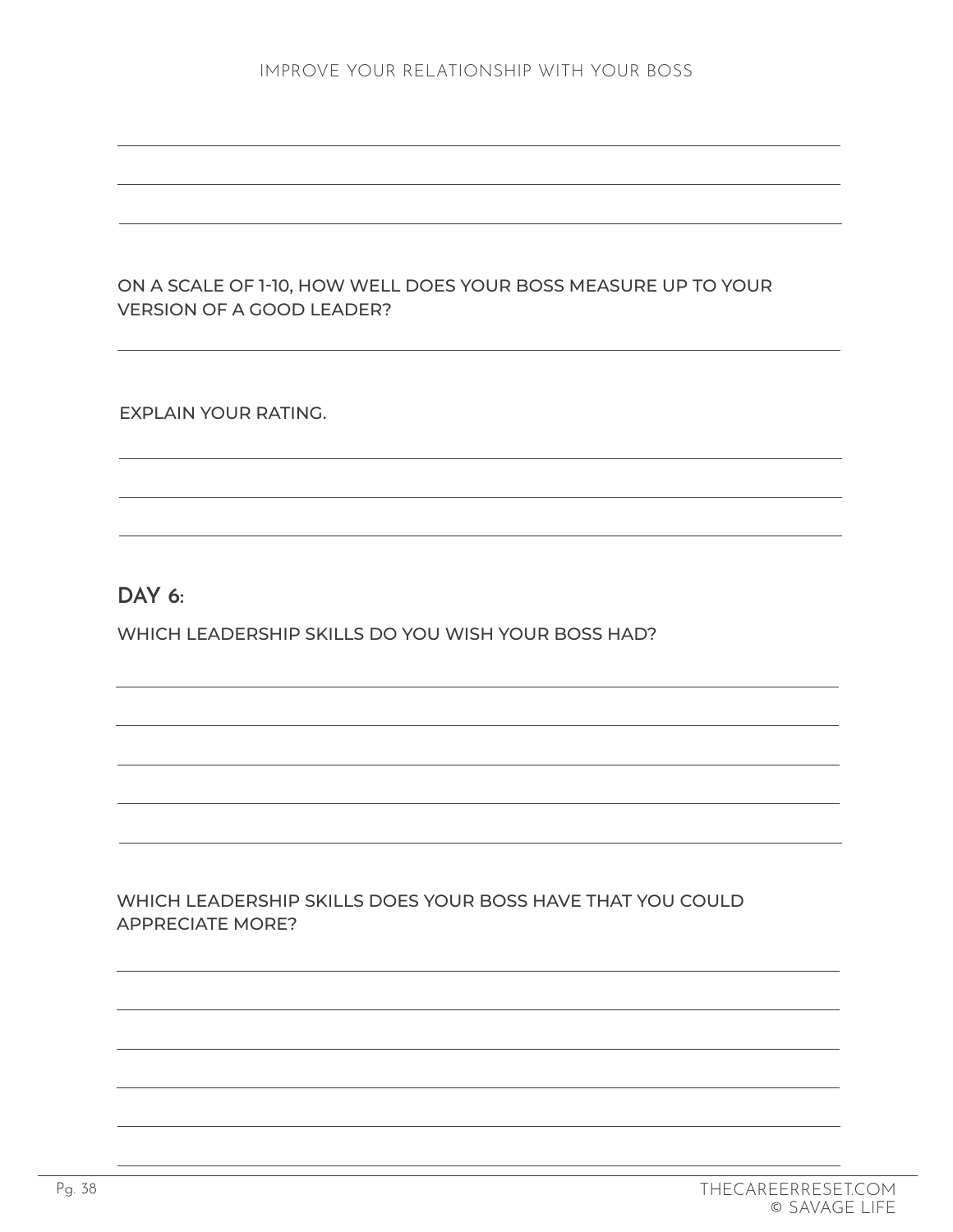ON A SCALE OF 1-10, HOW WELL DOES YOUR BOSS MEASURE UP TO YOUR VERSION OF A GOOD LEADER?

EXPLAIN YOUR RATING.

## DAY 6:

WHICH LEADERSHIP SKILLS DO YOU WISH YOUR BOSS HAD?

WHICH LEADERSHIP SKILLS DOES YOUR BOSS HAVE THAT YOU COULD APPRECIATE MORE?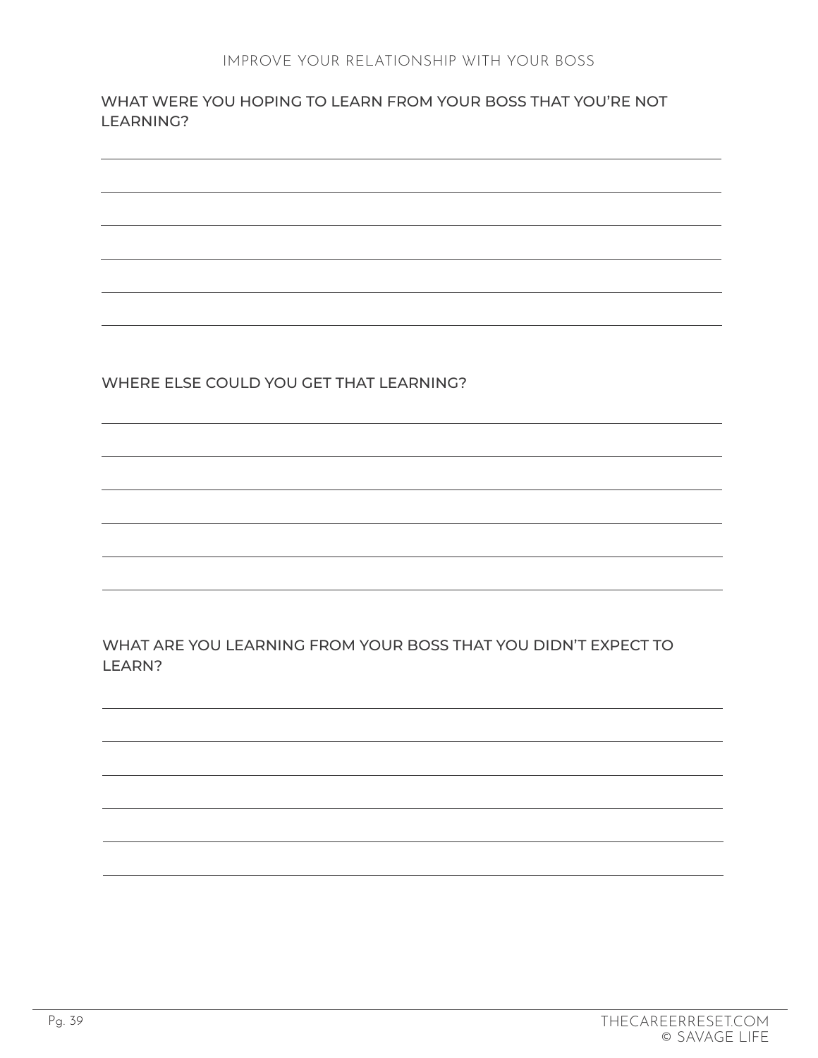## WHAT WERE YOU HOPING TO LEARN FROM YOUR BOSS THAT YOU'RE NOT LEARNING?

## WHERE ELSE COULD YOU GET THAT LEARNING?

## WHAT ARE YOU LEARNING FROM YOUR BOSS THAT YOU DIDN'T EXPECT TO LEARN?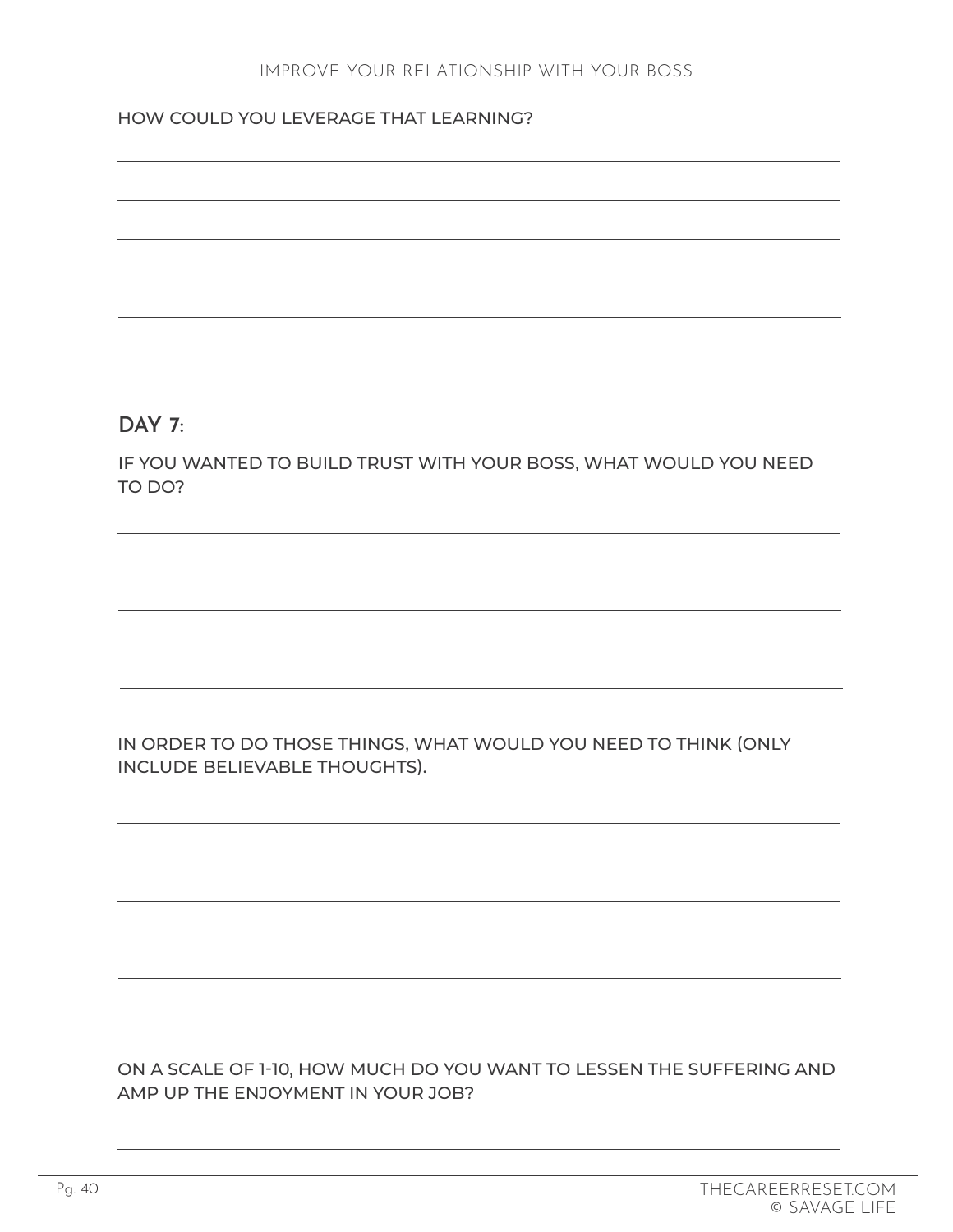HOW COULD YOU LEVERAGE THAT LEARNING?

## DAY 7:

IF YOU WANTED TO BUILD TRUST WITH YOUR BOSS, WHAT WOULD YOU NEED TO DO?

IN ORDER TO DO THOSE THINGS, WHAT WOULD YOU NEED TO THINK (ONLY INCLUDE BELIEVABLE THOUGHTS).

ON A SCALE OF 1-10, HOW MUCH DO YOU WANT TO LESSEN THE SUFFERING AND AMP UP THE ENJOYMENT IN YOUR JOB?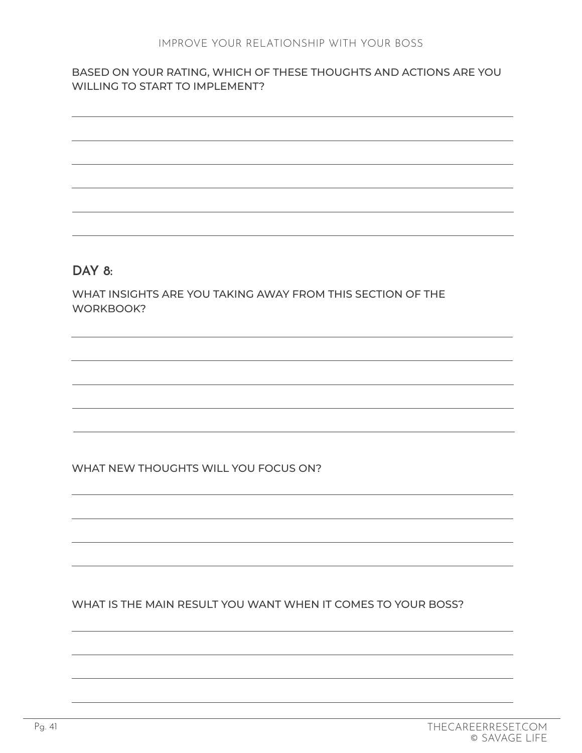BASED ON YOUR RATING, WHICH OF THESE THOUGHTS AND ACTIONS ARE YOU WILLING TO START TO IMPLEMENT?

## DAY 8:

WHAT INSIGHTS ARE YOU TAKING AWAY FROM THIS SECTION OF THE WORKBOOK?

WHAT NEW THOUGHTS WILL YOU FOCUS ON?

WHAT IS THE MAIN RESULT YOU WANT WHEN IT COMES TO YOUR BOSS?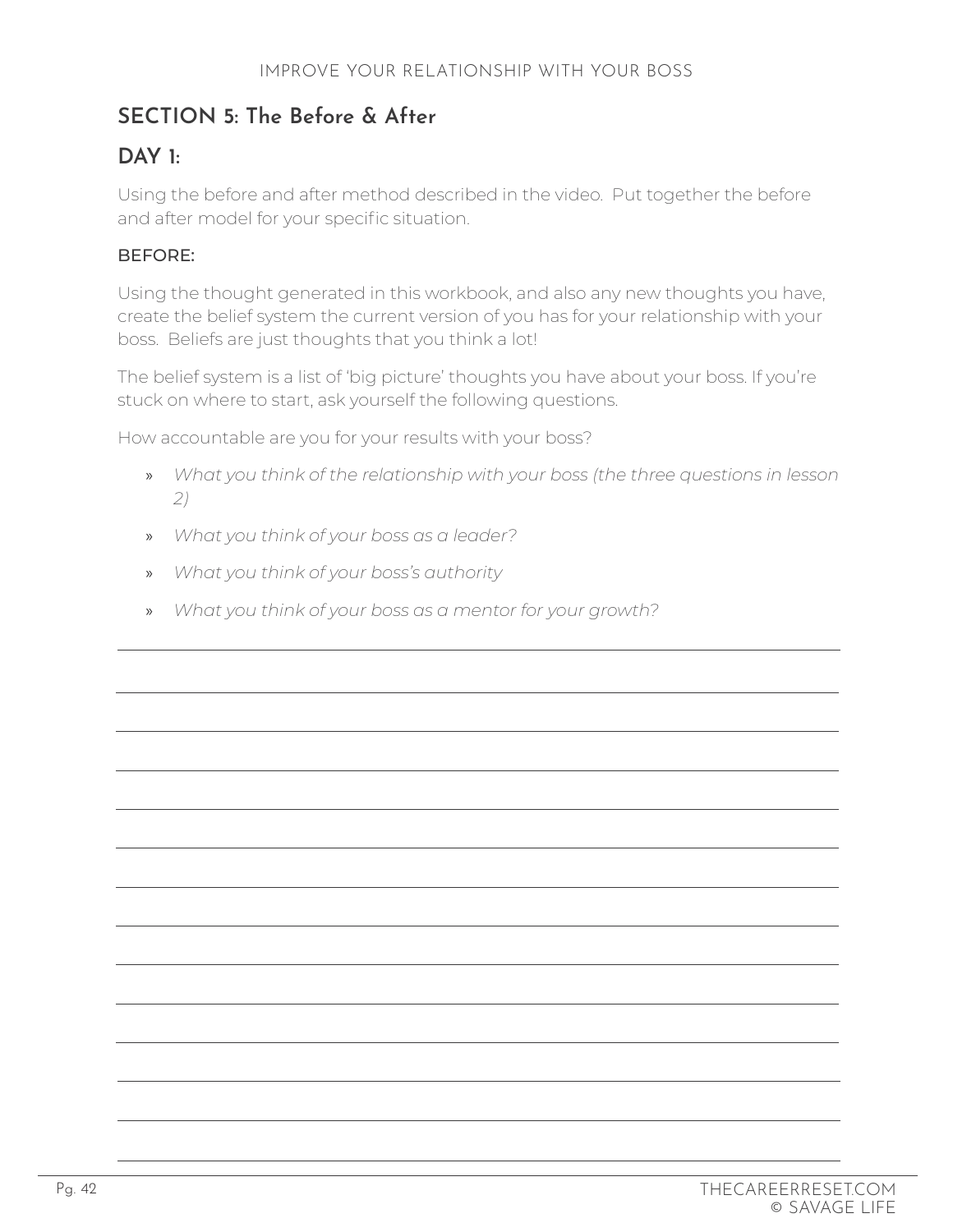## SECTION 5: The Before & After

### DAY 1:

Using the before and after method described in the video.  Put together the before and after model for your specific situation.

#### BEFORE:

Using the thought generated in this workbook, and also any new thoughts you have, create the belief system the current version of you has for your relationship with your boss.  Beliefs are just thoughts that you think a lot!

The belief system is a list of 'big picture' thoughts you have about your boss. If you're stuck on where to start, ask yourself the following questions.

How accountable are you for your results with your boss?

- *What you think of the relationship with your boss (the three questions in lesson 2)*
- *What you think of your boss as a leader?*
- *What you think of your boss's authority*
- *What you think of your boss as a mentor for your growth?*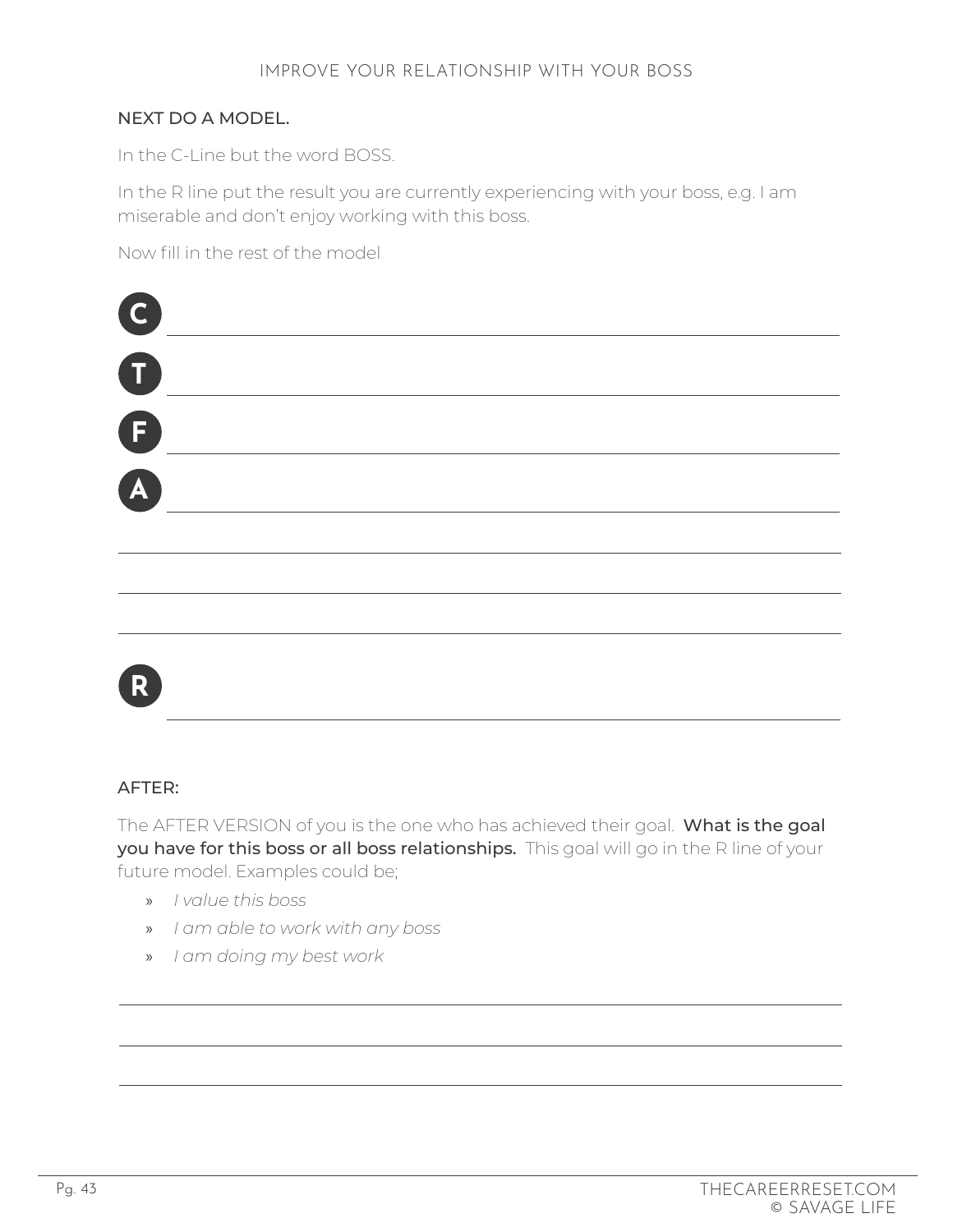## NEXT DO A MODEL.

In the C-Line but the word BOSS.

In the R line put the result you are currently experiencing with your boss, e.g. I am miserable and don't enjoy working with this boss.

Now fill in the rest of the model

**C** \_\_\_\_\_\_\_\_\_\_\_\_\_\_\_\_\_\_\_\_\_\_\_\_\_\_\_\_\_\_\_\_\_\_\_\_\_\_\_\_

**T** \_\_\_\_\_\_\_\_\_\_\_\_\_\_\_\_\_\_\_\_\_\_\_\_\_\_\_\_\_\_\_\_\_\_\_\_\_\_\_\_

**F** \_\_\_\_\_\_\_\_\_\_\_\_\_\_\_\_\_\_\_\_\_\_\_\_\_\_\_\_\_\_\_\_\_\_\_\_\_\_\_\_

**A** \_\_\_\_\_\_\_\_\_\_\_\_\_\_\_\_\_\_\_\_\_\_\_\_\_\_\_\_\_\_\_\_\_\_\_\_\_\_\_\_

\_\_\_\_\_\_\_\_\_\_\_\_\_\_\_\_\_\_\_\_\_\_\_\_\_\_\_\_\_\_\_\_\_\_\_\_\_\_\_\_\_\_

\_\_\_\_\_\_\_\_\_\_\_\_\_\_\_\_\_\_\_\_\_\_\_\_\_\_\_\_\_\_\_\_\_\_\_\_\_\_\_\_\_\_

\_\_\_\_\_\_\_\_\_\_\_\_\_\_\_\_\_\_\_\_\_\_\_\_\_\_\_\_\_\_\_\_\_\_\_\_\_\_\_\_\_\_

**R** \_\_\_\_\_\_\_\_\_\_\_\_\_\_\_\_\_\_\_\_\_\_\_\_\_\_\_\_\_\_\_\_\_\_\_\_\_\_\_\_

## AFTER:

The AFTER VERSION of you is the one who has achieved their goal. **What is the goal you have for this boss or all boss relationships.** This goal will go in the R line of your future model. Examples could be;

- *I value this boss*
- *I am able to work with any boss*
- *I am doing my best work*

\_\_\_\_\_\_\_\_\_\_\_\_\_\_\_\_\_\_\_\_\_\_\_\_\_\_\_\_\_\_\_\_\_\_\_\_\_\_\_\_\_\_

\_\_\_\_\_\_\_\_\_\_\_\_\_\_\_\_\_\_\_\_\_\_\_\_\_\_\_\_\_\_\_\_\_\_\_\_\_\_\_\_\_\_

\_\_\_\_\_\_\_\_\_\_\_\_\_\_\_\_\_\_\_\_\_\_\_\_\_\_\_\_\_\_\_\_\_\_\_\_\_\_\_\_\_\_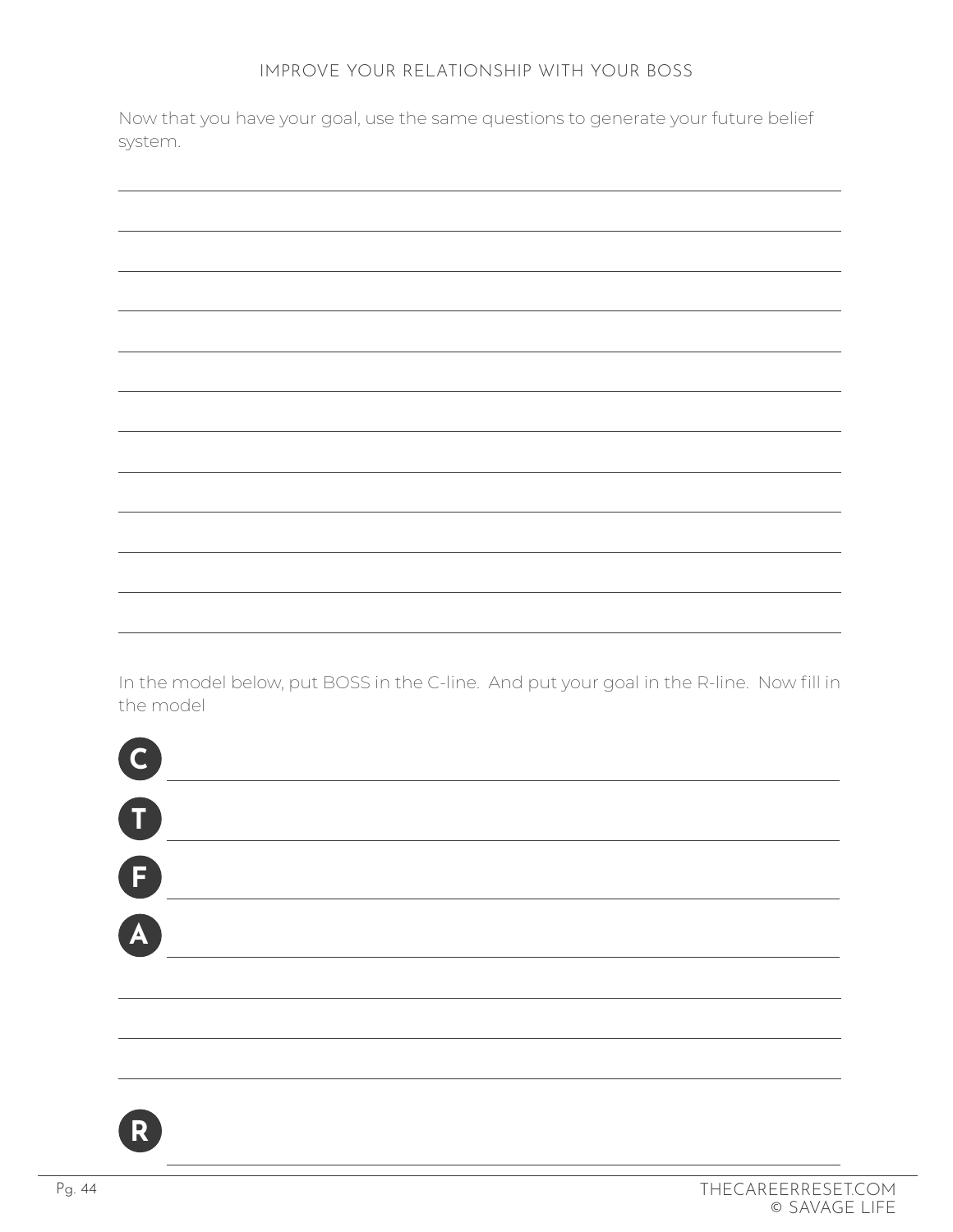## IMPROVE YOUR RELATIONSHIP WITH YOUR BOSS

Now that you have your goal, use the same questions to generate your future belief system.

______________________________________________________________________

______________________________________________________________________

______________________________________________________________________

______________________________________________________________________

______________________________________________________________________

______________________________________________________________________

______________________________________________________________________

______________________________________________________________________

______________________________________________________________________

______________________________________________________________________

______________________________________________________________________

______________________________________________________________________

In the model below, put BOSS in the C-line. And put your goal in the R-line. Now fill in the model

**C** ________________________________________________________________

**T** ________________________________________________________________

**F** ________________________________________________________________

**A** ________________________________________________________________

______________________________________________________________________

______________________________________________________________________

______________________________________________________________________

**R** ________________________________________________________________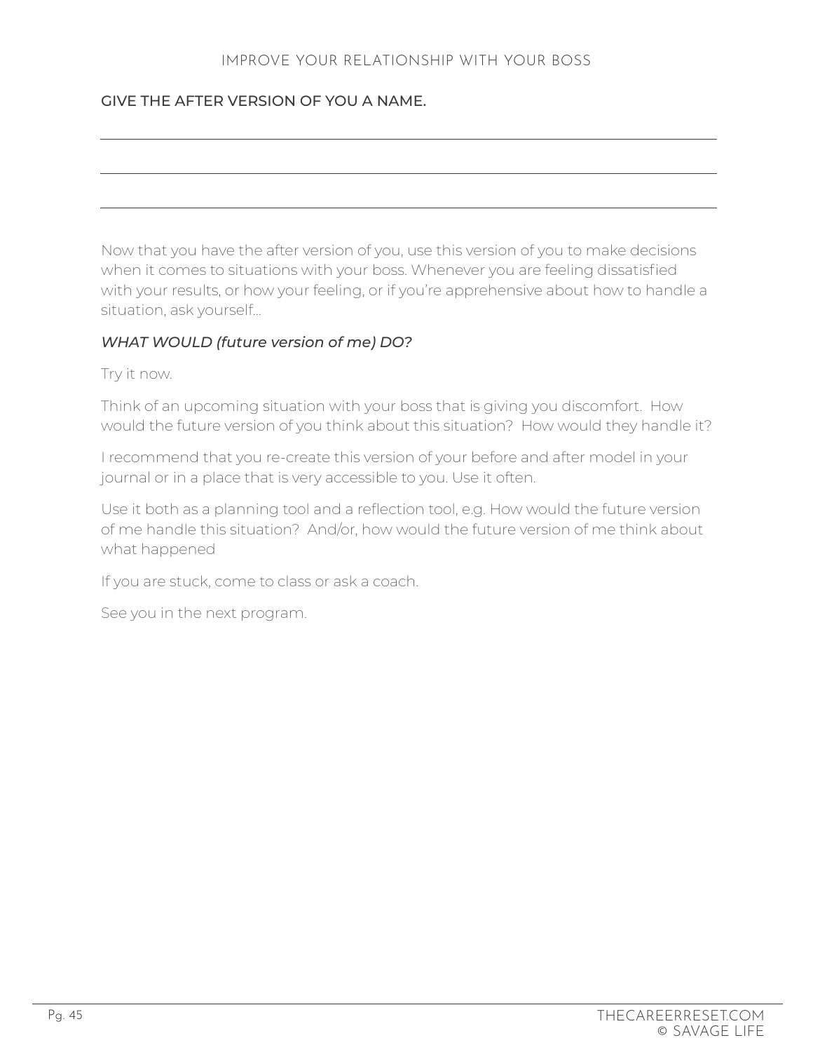## GIVE THE AFTER VERSION OF YOU A NAME.

\_\_\_\_\_\_\_\_\_\_\_\_\_\_\_\_\_\_\_\_\_\_\_\_\_\_\_\_\_\_\_\_\_\_\_\_\_\_\_\_\_\_\_\_\_\_\_\_\_\_\_\_\_\_\_\_\_\_\_\_\_\_\_\_\_\_\_\_\_\_

\_\_\_\_\_\_\_\_\_\_\_\_\_\_\_\_\_\_\_\_\_\_\_\_\_\_\_\_\_\_\_\_\_\_\_\_\_\_\_\_\_\_\_\_\_\_\_\_\_\_\_\_\_\_\_\_\_\_\_\_\_\_\_\_\_\_\_\_\_\_

\_\_\_\_\_\_\_\_\_\_\_\_\_\_\_\_\_\_\_\_\_\_\_\_\_\_\_\_\_\_\_\_\_\_\_\_\_\_\_\_\_\_\_\_\_\_\_\_\_\_\_\_\_\_\_\_\_\_\_\_\_\_\_\_\_\_\_\_\_\_

Now that you have the after version of you, use this version of you to make decisions when it comes to situations with your boss. Whenever you are feeling dissatisfied with your results, or how your feeling, or if you're apprehensive about how to handle a situation, ask yourself...

*WHAT WOULD (future version of me) DO?*

Try it now.

Think of an upcoming situation with your boss that is giving you discomfort. How would the future version of you think about this situation? How would they handle it?

I recommend that you re-create this version of your before and after model in your journal or in a place that is very accessible to you. Use it often.

Use it both as a planning tool and a reflection tool, e.g. How would the future version of me handle this situation? And/or, how would the future version of me think about what happened

If you are stuck, come to class or ask a coach.

See you in the next program.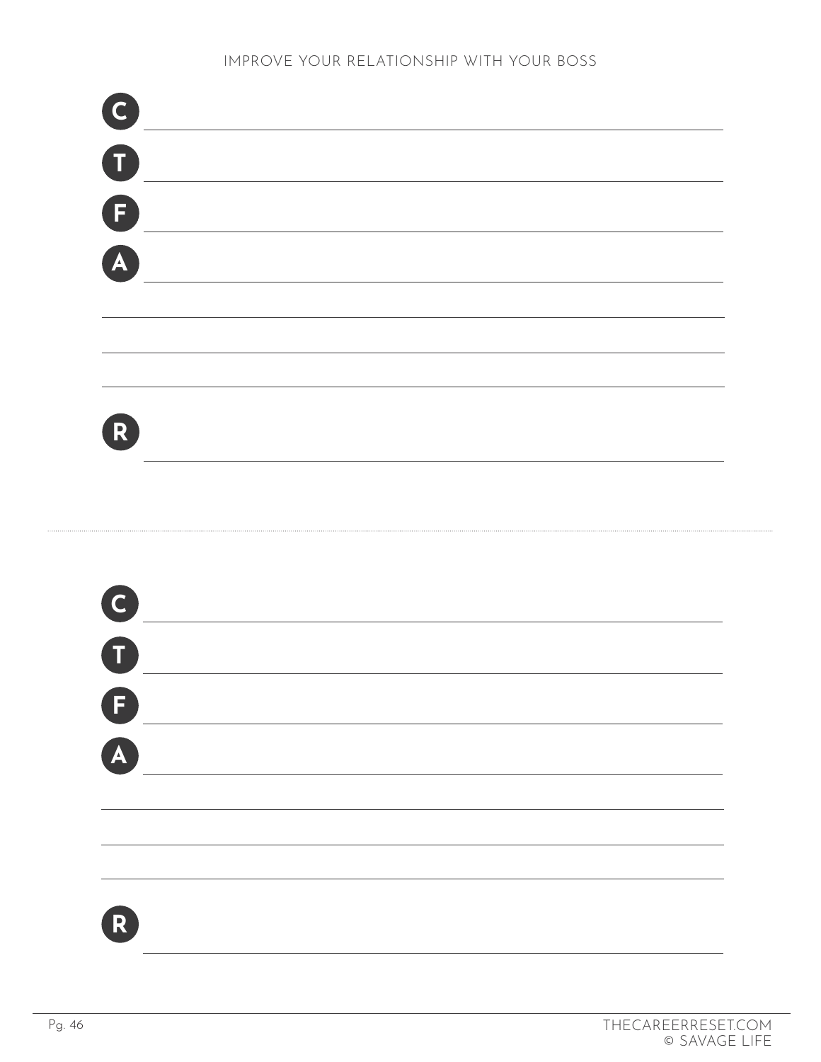**C** \_\_\_\_\_\_\_\_\_\_\_\_\_\_\_\_\_\_\_\_\_\_\_\_\_\_\_\_\_\_\_\_\_\_\_\_\_\_\_\_

**T** \_\_\_\_\_\_\_\_\_\_\_\_\_\_\_\_\_\_\_\_\_\_\_\_\_\_\_\_\_\_\_\_\_\_\_\_\_\_\_\_

**F** \_\_\_\_\_\_\_\_\_\_\_\_\_\_\_\_\_\_\_\_\_\_\_\_\_\_\_\_\_\_\_\_\_\_\_\_\_\_\_\_

**A** \_\_\_\_\_\_\_\_\_\_\_\_\_\_\_\_\_\_\_\_\_\_\_\_\_\_\_\_\_\_\_\_\_\_\_\_\_\_\_\_

\_\_\_\_\_\_\_\_\_\_\_\_\_\_\_\_\_\_\_\_\_\_\_\_\_\_\_\_\_\_\_\_\_\_\_\_\_\_\_\_\_\_

\_\_\_\_\_\_\_\_\_\_\_\_\_\_\_\_\_\_\_\_\_\_\_\_\_\_\_\_\_\_\_\_\_\_\_\_\_\_\_\_\_\_

\_\_\_\_\_\_\_\_\_\_\_\_\_\_\_\_\_\_\_\_\_\_\_\_\_\_\_\_\_\_\_\_\_\_\_\_\_\_\_\_\_\_

**R** \_\_\_\_\_\_\_\_\_\_\_\_\_\_\_\_\_\_\_\_\_\_\_\_\_\_\_\_\_\_\_\_\_\_\_\_\_\_\_\_

---

**C** \_\_\_\_\_\_\_\_\_\_\_\_\_\_\_\_\_\_\_\_\_\_\_\_\_\_\_\_\_\_\_\_\_\_\_\_\_\_\_\_

**T** \_\_\_\_\_\_\_\_\_\_\_\_\_\_\_\_\_\_\_\_\_\_\_\_\_\_\_\_\_\_\_\_\_\_\_\_\_\_\_\_

**F** \_\_\_\_\_\_\_\_\_\_\_\_\_\_\_\_\_\_\_\_\_\_\_\_\_\_\_\_\_\_\_\_\_\_\_\_\_\_\_\_

**A** \_\_\_\_\_\_\_\_\_\_\_\_\_\_\_\_\_\_\_\_\_\_\_\_\_\_\_\_\_\_\_\_\_\_\_\_\_\_\_\_

\_\_\_\_\_\_\_\_\_\_\_\_\_\_\_\_\_\_\_\_\_\_\_\_\_\_\_\_\_\_\_\_\_\_\_\_\_\_\_\_\_\_

\_\_\_\_\_\_\_\_\_\_\_\_\_\_\_\_\_\_\_\_\_\_\_\_\_\_\_\_\_\_\_\_\_\_\_\_\_\_\_\_\_\_

\_\_\_\_\_\_\_\_\_\_\_\_\_\_\_\_\_\_\_\_\_\_\_\_\_\_\_\_\_\_\_\_\_\_\_\_\_\_\_\_\_\_

**R** \_\_\_\_\_\_\_\_\_\_\_\_\_\_\_\_\_\_\_\_\_\_\_\_\_\_\_\_\_\_\_\_\_\_\_\_\_\_\_\_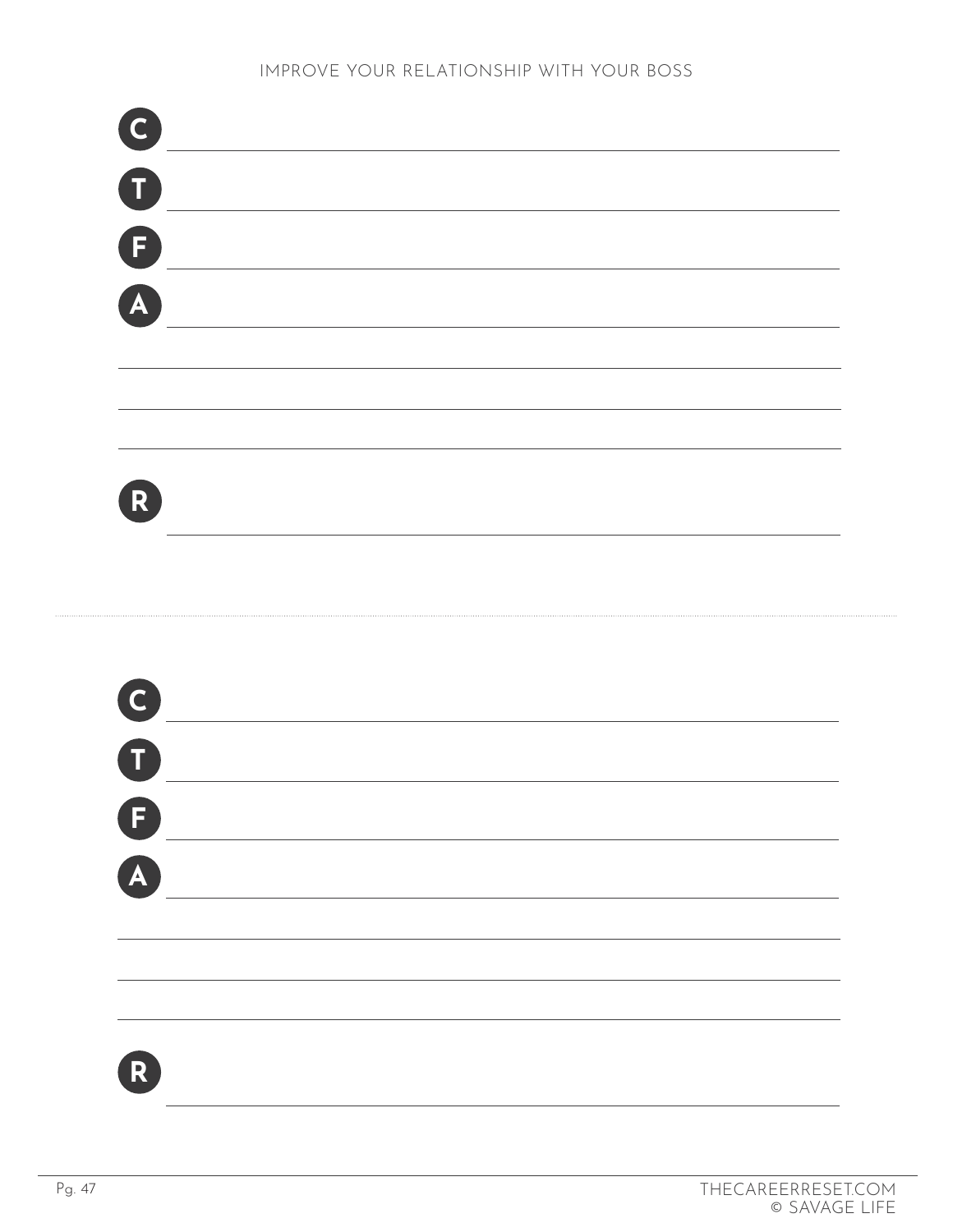**C** \_\_\_\_\_\_\_\_\_\_\_\_\_\_\_\_\_\_\_\_\_\_\_\_\_\_\_\_\_\_\_\_\_\_\_\_\_\_\_\_

**T** \_\_\_\_\_\_\_\_\_\_\_\_\_\_\_\_\_\_\_\_\_\_\_\_\_\_\_\_\_\_\_\_\_\_\_\_\_\_\_\_

**F** \_\_\_\_\_\_\_\_\_\_\_\_\_\_\_\_\_\_\_\_\_\_\_\_\_\_\_\_\_\_\_\_\_\_\_\_\_\_\_\_

**A** \_\_\_\_\_\_\_\_\_\_\_\_\_\_\_\_\_\_\_\_\_\_\_\_\_\_\_\_\_\_\_\_\_\_\_\_\_\_\_\_

\_\_\_\_\_\_\_\_\_\_\_\_\_\_\_\_\_\_\_\_\_\_\_\_\_\_\_\_\_\_\_\_\_\_\_\_\_\_\_\_\_\_

\_\_\_\_\_\_\_\_\_\_\_\_\_\_\_\_\_\_\_\_\_\_\_\_\_\_\_\_\_\_\_\_\_\_\_\_\_\_\_\_\_\_

\_\_\_\_\_\_\_\_\_\_\_\_\_\_\_\_\_\_\_\_\_\_\_\_\_\_\_\_\_\_\_\_\_\_\_\_\_\_\_\_\_\_

**R** \_\_\_\_\_\_\_\_\_\_\_\_\_\_\_\_\_\_\_\_\_\_\_\_\_\_\_\_\_\_\_\_\_\_\_\_\_\_\_\_

---

**C** \_\_\_\_\_\_\_\_\_\_\_\_\_\_\_\_\_\_\_\_\_\_\_\_\_\_\_\_\_\_\_\_\_\_\_\_\_\_\_\_

**T** \_\_\_\_\_\_\_\_\_\_\_\_\_\_\_\_\_\_\_\_\_\_\_\_\_\_\_\_\_\_\_\_\_\_\_\_\_\_\_\_

**F** \_\_\_\_\_\_\_\_\_\_\_\_\_\_\_\_\_\_\_\_\_\_\_\_\_\_\_\_\_\_\_\_\_\_\_\_\_\_\_\_

**A** \_\_\_\_\_\_\_\_\_\_\_\_\_\_\_\_\_\_\_\_\_\_\_\_\_\_\_\_\_\_\_\_\_\_\_\_\_\_\_\_

\_\_\_\_\_\_\_\_\_\_\_\_\_\_\_\_\_\_\_\_\_\_\_\_\_\_\_\_\_\_\_\_\_\_\_\_\_\_\_\_\_\_

\_\_\_\_\_\_\_\_\_\_\_\_\_\_\_\_\_\_\_\_\_\_\_\_\_\_\_\_\_\_\_\_\_\_\_\_\_\_\_\_\_\_

\_\_\_\_\_\_\_\_\_\_\_\_\_\_\_\_\_\_\_\_\_\_\_\_\_\_\_\_\_\_\_\_\_\_\_\_\_\_\_\_\_\_

**R** \_\_\_\_\_\_\_\_\_\_\_\_\_\_\_\_\_\_\_\_\_\_\_\_\_\_\_\_\_\_\_\_\_\_\_\_\_\_\_\_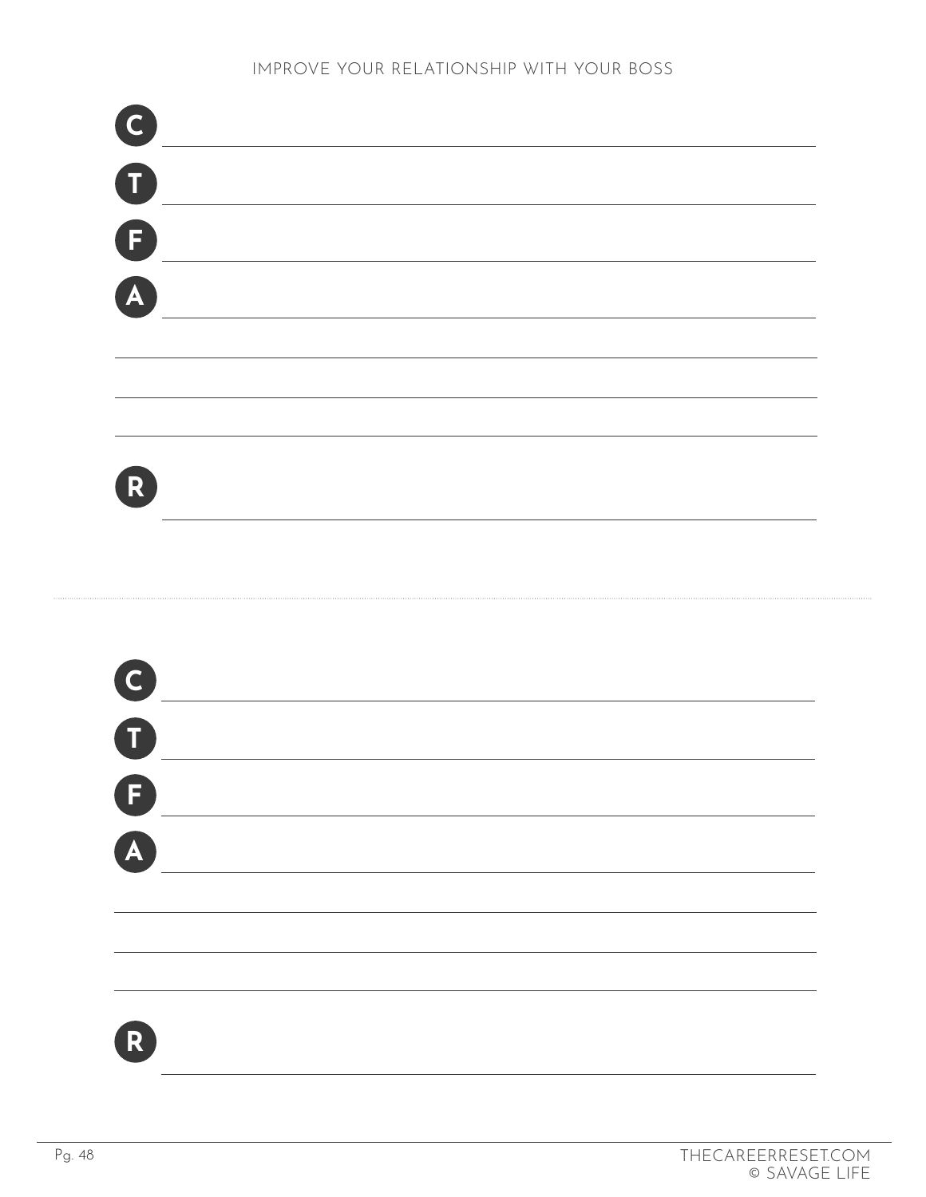C ______________________________

T ______________________________

F ______________________________

A ______________________________

______________________________

______________________________

______________________________

R ______________________________

---

C ______________________________

T ______________________________

F ______________________________

A ______________________________

______________________________

______________________________

______________________________

R ______________________________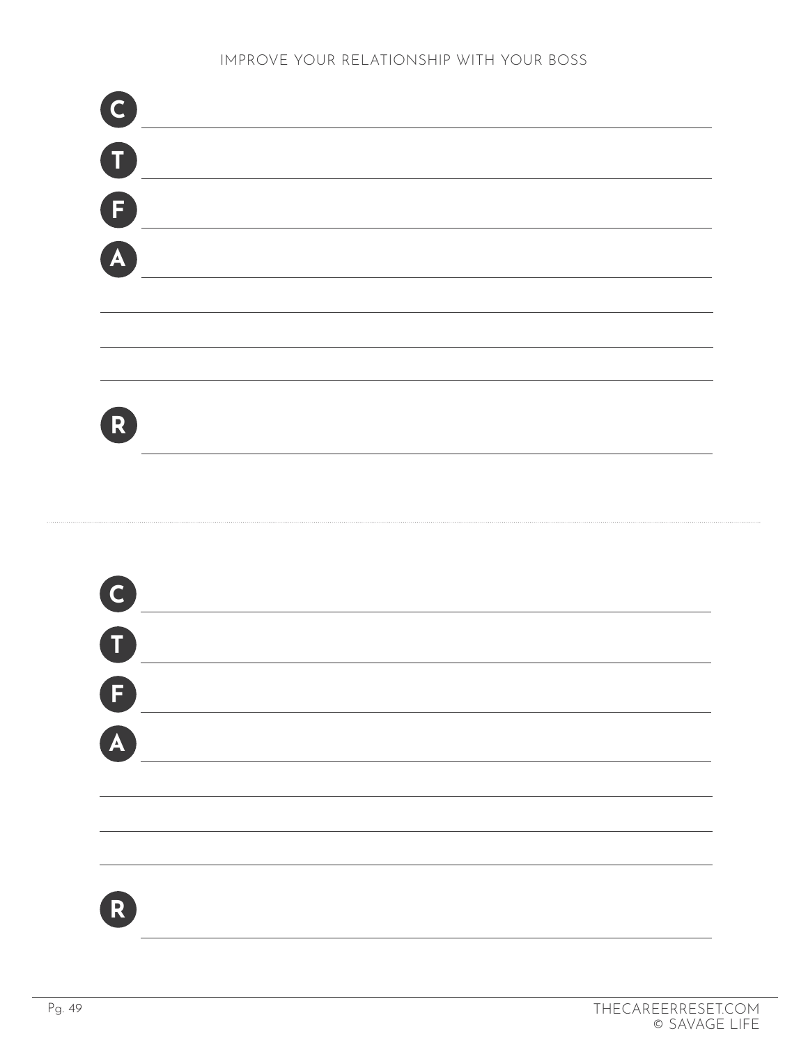IMPROVE YOUR RELATIONSHIP WITH YOUR BOSS

**C** ______________________________

**T** ______________________________

**F** ______________________________

**A** ______________________________

______________________________

______________________________

______________________________

**R** ______________________________

---

**C** ______________________________

**T** ______________________________

**F** ______________________________

**A** ______________________________

______________________________

______________________________

______________________________

**R** ______________________________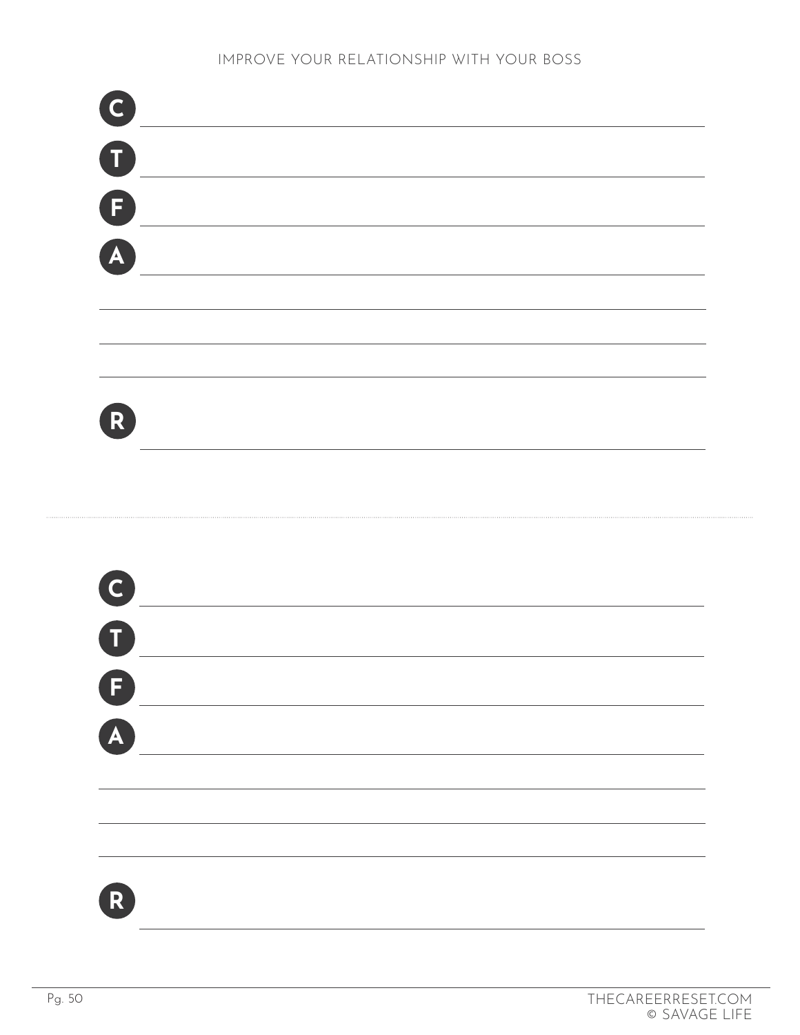**C** \_\_\_\_\_\_\_\_\_\_\_\_\_\_\_\_\_\_\_\_\_\_\_\_\_\_\_\_\_\_\_\_\_\_\_\_\_\_\_\_

**T** \_\_\_\_\_\_\_\_\_\_\_\_\_\_\_\_\_\_\_\_\_\_\_\_\_\_\_\_\_\_\_\_\_\_\_\_\_\_\_\_

**F** \_\_\_\_\_\_\_\_\_\_\_\_\_\_\_\_\_\_\_\_\_\_\_\_\_\_\_\_\_\_\_\_\_\_\_\_\_\_\_\_

**A** \_\_\_\_\_\_\_\_\_\_\_\_\_\_\_\_\_\_\_\_\_\_\_\_\_\_\_\_\_\_\_\_\_\_\_\_\_\_\_\_

\_\_\_\_\_\_\_\_\_\_\_\_\_\_\_\_\_\_\_\_\_\_\_\_\_\_\_\_\_\_\_\_\_\_\_\_\_\_\_\_\_\_

\_\_\_\_\_\_\_\_\_\_\_\_\_\_\_\_\_\_\_\_\_\_\_\_\_\_\_\_\_\_\_\_\_\_\_\_\_\_\_\_\_\_

\_\_\_\_\_\_\_\_\_\_\_\_\_\_\_\_\_\_\_\_\_\_\_\_\_\_\_\_\_\_\_\_\_\_\_\_\_\_\_\_\_\_

**R** \_\_\_\_\_\_\_\_\_\_\_\_\_\_\_\_\_\_\_\_\_\_\_\_\_\_\_\_\_\_\_\_\_\_\_\_\_\_\_\_

---

**C** \_\_\_\_\_\_\_\_\_\_\_\_\_\_\_\_\_\_\_\_\_\_\_\_\_\_\_\_\_\_\_\_\_\_\_\_\_\_\_\_

**T** \_\_\_\_\_\_\_\_\_\_\_\_\_\_\_\_\_\_\_\_\_\_\_\_\_\_\_\_\_\_\_\_\_\_\_\_\_\_\_\_

**F** \_\_\_\_\_\_\_\_\_\_\_\_\_\_\_\_\_\_\_\_\_\_\_\_\_\_\_\_\_\_\_\_\_\_\_\_\_\_\_\_

**A** \_\_\_\_\_\_\_\_\_\_\_\_\_\_\_\_\_\_\_\_\_\_\_\_\_\_\_\_\_\_\_\_\_\_\_\_\_\_\_\_

\_\_\_\_\_\_\_\_\_\_\_\_\_\_\_\_\_\_\_\_\_\_\_\_\_\_\_\_\_\_\_\_\_\_\_\_\_\_\_\_\_\_

\_\_\_\_\_\_\_\_\_\_\_\_\_\_\_\_\_\_\_\_\_\_\_\_\_\_\_\_\_\_\_\_\_\_\_\_\_\_\_\_\_\_

\_\_\_\_\_\_\_\_\_\_\_\_\_\_\_\_\_\_\_\_\_\_\_\_\_\_\_\_\_\_\_\_\_\_\_\_\_\_\_\_\_\_

**R** \_\_\_\_\_\_\_\_\_\_\_\_\_\_\_\_\_\_\_\_\_\_\_\_\_\_\_\_\_\_\_\_\_\_\_\_\_\_\_\_